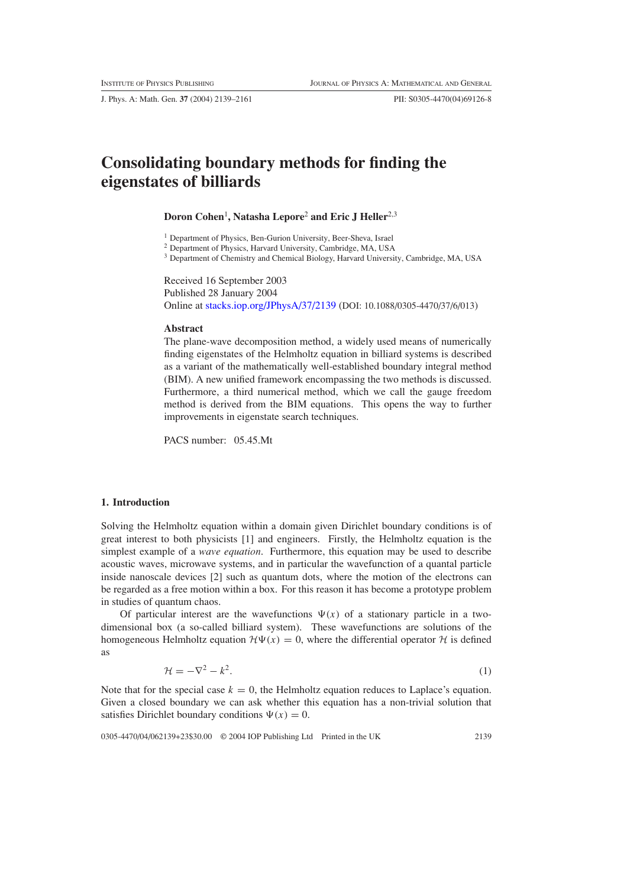# Consolidating boundary methods for finding the eigenstates of billiards

**Doron Cohen**[1], **Natasha Lepore**[2] **and Eric J Heller**[2,3]

[1] Department of Physics, Ben-Gurion University, Beer-Sheva, Israel
[2] Department of Physics, Harvard University, Cambridge, MA, USA
[3] Department of Chemistry and Chemical Biology, Harvard University, Cambridge, MA, USA

Received 16 September 2003
Published 28 January 2004
Online at stacks.iop.org/JPhysA/37/2139 (DOI: 10.1088/0305-4470/37/6/013)

## Abstract

The plane-wave decomposition method, a widely used means of numerically finding eigenstates of the Helmholtz equation in billiard systems is described as a variant of the mathematically well-established boundary integral method (BIM). A new unified framework encompassing the two methods is discussed. Furthermore, a third numerical method, which we call the gauge freedom method is derived from the BIM equations. This opens the way to further improvements in eigenstate search techniques.

PACS number: 05.45.Mt

## 1. Introduction

Solving the Helmholtz equation within a domain given Dirichlet boundary conditions is of great interest to both physicists [1] and engineers. Firstly, the Helmholtz equation is the simplest example of a *wave equation*. Furthermore, this equation may be used to describe acoustic waves, microwave systems, and in particular the wavefunction of a quantal particle inside nanoscale devices [2] such as quantum dots, where the motion of the electrons can be regarded as a free motion within a box. For this reason it has become a prototype problem in studies of quantum chaos.

Of particular interest are the wavefunctions $\Psi(x)$ of a stationary particle in a two-dimensional box (a so-called billiard system). These wavefunctions are solutions of the homogeneous Helmholtz equation $\mathcal{H}\Psi(x) = 0$, where the differential operator $\mathcal{H}$ is defined as

$$\mathcal{H} = -\nabla^2 - k^2. \tag{1}$$

Note that for the special case $k = 0$, the Helmholtz equation reduces to Laplace's equation. Given a closed boundary we can ask whether this equation has a non-trivial solution that satisfies Dirichlet boundary conditions $\Psi(x) = 0$.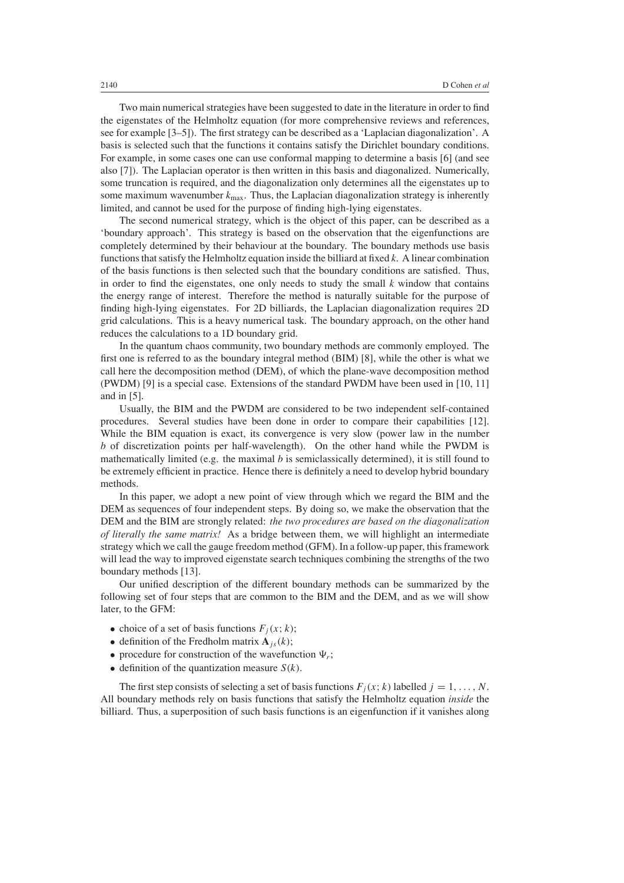Two main numerical strategies have been suggested to date in the literature in order to find the eigenstates of the Helmholtz equation (for more comprehensive reviews and references, see for example [3–5]). The first strategy can be described as a 'Laplacian diagonalization'. A basis is selected such that the functions it contains satisfy the Dirichlet boundary conditions. For example, in some cases one can use conformal mapping to determine a basis [6] (and see also [7]). The Laplacian operator is then written in this basis and diagonalized. Numerically, some truncation is required, and the diagonalization only determines all the eigenstates up to some maximum wavenumber $k_{\max}$. Thus, the Laplacian diagonalization strategy is inherently limited, and cannot be used for the purpose of finding high-lying eigenstates.

The second numerical strategy, which is the object of this paper, can be described as a 'boundary approach'. This strategy is based on the observation that the eigenfunctions are completely determined by their behaviour at the boundary. The boundary methods use basis functions that satisfy the Helmholtz equation inside the billiard at fixed $k$. A linear combination of the basis functions is then selected such that the boundary conditions are satisfied. Thus, in order to find the eigenstates, one only needs to study the small $k$ window that contains the energy range of interest. Therefore the method is naturally suitable for the purpose of finding high-lying eigenstates. For 2D billiards, the Laplacian diagonalization requires 2D grid calculations. This is a heavy numerical task. The boundary approach, on the other hand reduces the calculations to a 1D boundary grid.

In the quantum chaos community, two boundary methods are commonly employed. The first one is referred to as the boundary integral method (BIM) [8], while the other is what we call here the decomposition method (DEM), of which the plane-wave decomposition method (PWDM) [9] is a special case. Extensions of the standard PWDM have been used in [10, 11] and in [5].

Usually, the BIM and the PWDM are considered to be two independent self-contained procedures. Several studies have been done in order to compare their capabilities [12]. While the BIM equation is exact, its convergence is very slow (power law in the number $b$ of discretization points per half-wavelength). On the other hand while the PWDM is mathematically limited (e.g. the maximal $b$ is semiclassically determined), it is still found to be extremely efficient in practice. Hence there is definitely a need to develop hybrid boundary methods.

In this paper, we adopt a new point of view through which we regard the BIM and the DEM as sequences of four independent steps. By doing so, we make the observation that the DEM and the BIM are strongly related: *the two procedures are based on the diagonalization of literally the same matrix!* As a bridge between them, we will highlight an intermediate strategy which we call the gauge freedom method (GFM). In a follow-up paper, this framework will lead the way to improved eigenstate search techniques combining the strengths of the two boundary methods [13].

Our unified description of the different boundary methods can be summarized by the following set of four steps that are common to the BIM and the DEM, and as we will show later, to the GFM:

- choice of a set of basis functions $F_j(x; k)$;
- definition of the Fredholm matrix $\mathbf{A}_{js}(k)$;
- procedure for construction of the wavefunction $\Psi_r$;
- definition of the quantization measure $S(k)$.

The first step consists of selecting a set of basis functions $F_j(x; k)$ labelled $j = 1, \ldots, N$. All boundary methods rely on basis functions that satisfy the Helmholtz equation *inside* the billiard. Thus, a superposition of such basis functions is an eigenfunction if it vanishes along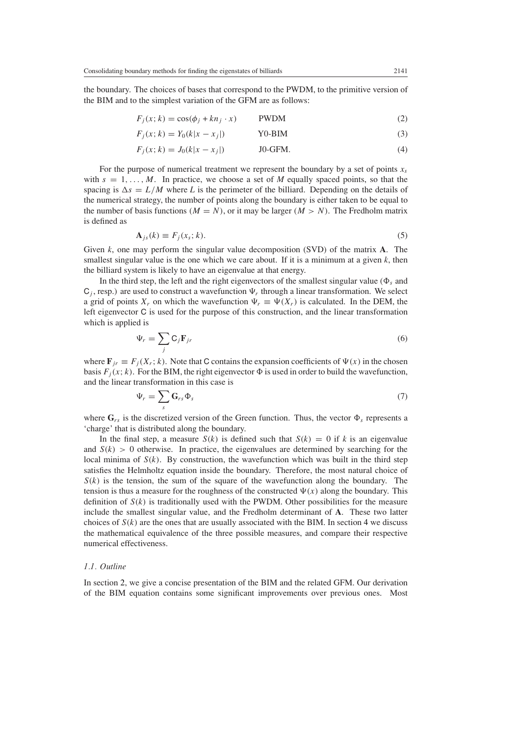the boundary. The choices of bases that correspond to the PWDM, to the primitive version of the BIM and to the simplest variation of the GFM are as follows:

$$F_j(x; k) = \cos(\phi_j + kn_j \cdot x) \qquad \text{PWDM} \tag{2}$$

$$F_j(x; k) = Y_0(k|x - x_j|) \qquad \text{Y0-BIM} \tag{3}$$

$$F_j(x; k) = J_0(k|x - x_j|) \qquad \text{J0-GFM.} \tag{4}$$

For the purpose of numerical treatment we represent the boundary by a set of points $x_s$ with $s = 1, \ldots, M$. In practice, we choose a set of $M$ equally spaced points, so that the spacing is $\Delta s = L/M$ where $L$ is the perimeter of the billiard. Depending on the details of the numerical strategy, the number of points along the boundary is either taken to be equal to the number of basis functions ($M = N$), or it may be larger ($M > N$). The Fredholm matrix is defined as

$$\mathbf{A}_{js}(k) \equiv F_j(x_s; k). \tag{5}$$

Given $k$, one may perform the singular value decomposition (SVD) of the matrix $\mathbf{A}$. The smallest singular value is the one which we care about. If it is a minimum at a given $k$, then the billiard system is likely to have an eigenvalue at that energy.

In the third step, the left and the right eigenvectors of the smallest singular value ($\Phi_s$ and $\mathsf{C}_j$, resp.) are used to construct a wavefunction $\Psi_r$ through a linear transformation. We select a grid of points $X_r$ on which the wavefunction $\Psi_r \equiv \Psi(X_r)$ is calculated. In the DEM, the left eigenvector $\mathsf{C}$ is used for the purpose of this construction, and the linear transformation which is applied is

$$\Psi_r = \sum_j \mathsf{C}_j \mathbf{F}_{jr} \tag{6}$$

where $\mathbf{F}_{jr} \equiv F_j(X_r; k)$. Note that $\mathsf{C}$ contains the expansion coefficients of $\Psi(x)$ in the chosen basis $F_j(x; k)$. For the BIM, the right eigenvector $\Phi$ is used in order to build the wavefunction, and the linear transformation in this case is

$$\Psi_r = \sum_s \mathbf{G}_{rs} \Phi_s \tag{7}$$

where $\mathbf{G}_{rs}$ is the discretized version of the Green function. Thus, the vector $\Phi_s$ represents a 'charge' that is distributed along the boundary.

In the final step, a measure $S(k)$ is defined such that $S(k) = 0$ if $k$ is an eigenvalue and $S(k) > 0$ otherwise. In practice, the eigenvalues are determined by searching for the local minima of $S(k)$. By construction, the wavefunction which was built in the third step satisfies the Helmholtz equation inside the boundary. Therefore, the most natural choice of $S(k)$ is the tension, the sum of the square of the wavefunction along the boundary. The tension is thus a measure for the roughness of the constructed $\Psi(x)$ along the boundary. This definition of $S(k)$ is traditionally used with the PWDM. Other possibilities for the measure include the smallest singular value, and the Fredholm determinant of $\mathbf{A}$. These two latter choices of $S(k)$ are the ones that are usually associated with the BIM. In section 4 we discuss the mathematical equivalence of the three possible measures, and compare their respective numerical effectiveness.

### *1.1. Outline*

In section 2, we give a concise presentation of the BIM and the related GFM. Our derivation of the BIM equation contains some significant improvements over previous ones. Most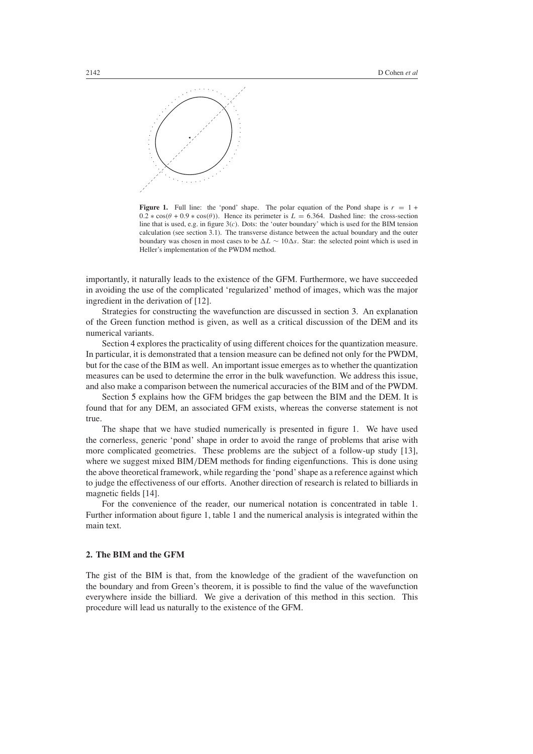**Figure 1.** Full line: the 'pond' shape. The polar equation of the Pond shape is $r = 1 + 0.2 * \cos(\theta + 0.9 * \cos(\theta))$. Hence its perimeter is $L = 6.364$. Dashed line: the cross-section line that is used, e.g. in figure 3(*c*). Dots: the 'outer boundary' which is used for the BIM tension calculation (see section 3.1). The transverse distance between the actual boundary and the outer boundary was chosen in most cases to be $\Delta L \sim 10\Delta s$. Star: the selected point which is used in Heller's implementation of the PWDM method.

importantly, it naturally leads to the existence of the GFM. Furthermore, we have succeeded in avoiding the use of the complicated 'regularized' method of images, which was the major ingredient in the derivation of [12].

Strategies for constructing the wavefunction are discussed in section 3. An explanation of the Green function method is given, as well as a critical discussion of the DEM and its numerical variants.

Section 4 explores the practicality of using different choices for the quantization measure. In particular, it is demonstrated that a tension measure can be defined not only for the PWDM, but for the case of the BIM as well. An important issue emerges as to whether the quantization measures can be used to determine the error in the bulk wavefunction. We address this issue, and also make a comparison between the numerical accuracies of the BIM and of the PWDM.

Section 5 explains how the GFM bridges the gap between the BIM and the DEM. It is found that for any DEM, an associated GFM exists, whereas the converse statement is not true.

The shape that we have studied numerically is presented in figure 1. We have used the cornerless, generic 'pond' shape in order to avoid the range of problems that arise with more complicated geometries. These problems are the subject of a follow-up study [13], where we suggest mixed BIM/DEM methods for finding eigenfunctions. This is done using the above theoretical framework, while regarding the 'pond' shape as a reference against which to judge the effectiveness of our efforts. Another direction of research is related to billiards in magnetic fields [14].

For the convenience of the reader, our numerical notation is concentrated in table 1. Further information about figure 1, table 1 and the numerical analysis is integrated within the main text.

## 2. The BIM and the GFM

The gist of the BIM is that, from the knowledge of the gradient of the wavefunction on the boundary and from Green's theorem, it is possible to find the value of the wavefunction everywhere inside the billiard. We give a derivation of this method in this section. This procedure will lead us naturally to the existence of the GFM.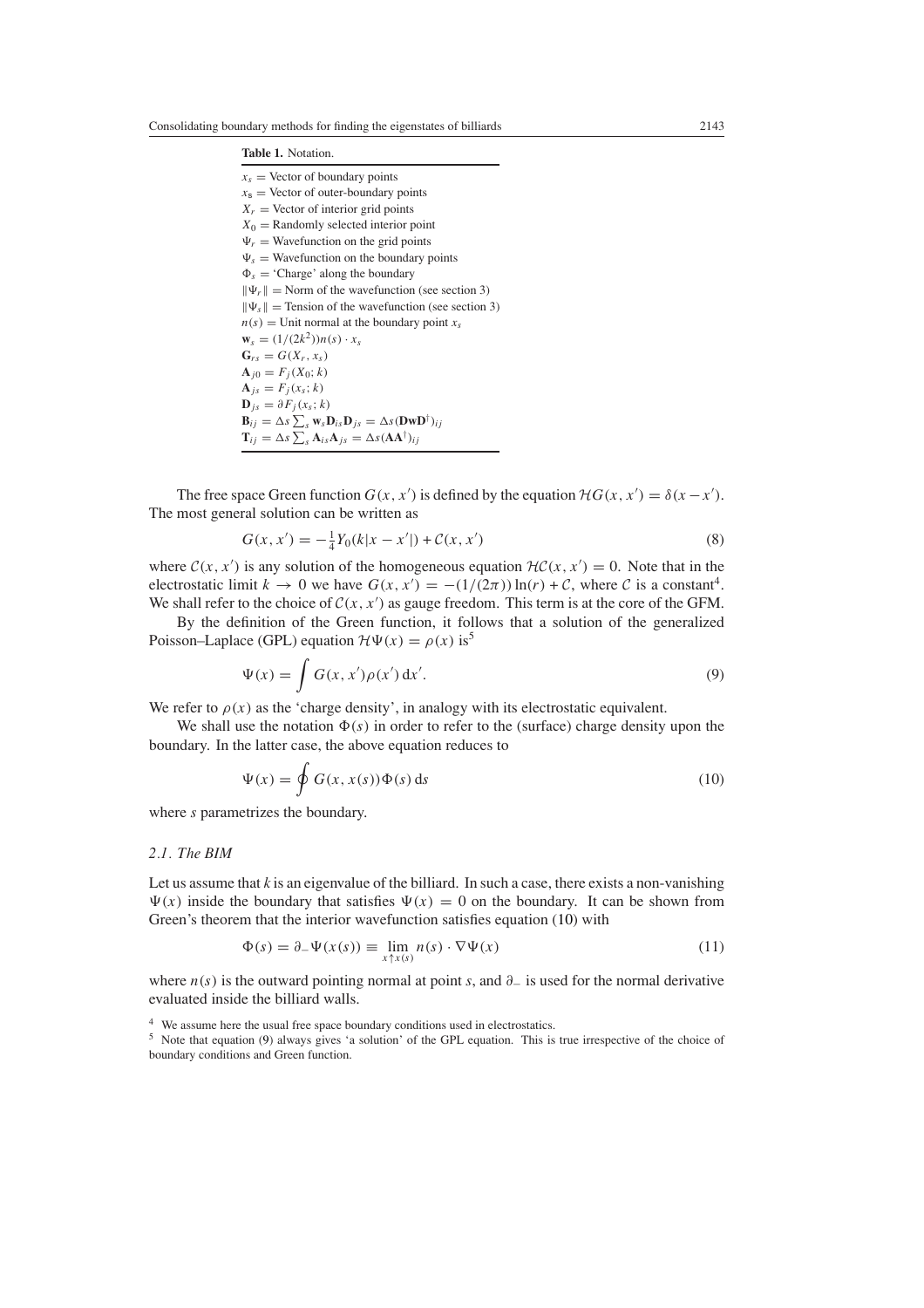**Table 1.** Notation.

| |
|---|
| $x_s$ = Vector of boundary points |
| $x_{\mathsf{s}}$ = Vector of outer-boundary points |
| $X_r$ = Vector of interior grid points |
| $X_0$ = Randomly selected interior point |
| $\Psi_r$ = Wavefunction on the grid points |
| $\Psi_s$ = Wavefunction on the boundary points |
| $\Phi_s$ = 'Charge' along the boundary |
| $\|\Psi_r\|$ = Norm of the wavefunction (see section 3) |
| $\|\Psi_s\|$ = Tension of the wavefunction (see section 3) |
| $n(s)$ = Unit normal at the boundary point $x_s$ |
| $\mathbf{w}_s = (1/(2k^2))n(s) \cdot x_s$ |
| $\mathbf{G}_{rs} = G(X_r, x_s)$ |
| $\mathbf{A}_{j0} = F_j(X_0; k)$ |
| $\mathbf{A}_{js} = F_j(x_s; k)$ |
| $\mathbf{D}_{js} = \partial F_j(x_s; k)$ |
| $\mathbf{B}_{ij} = \Delta s \sum_s \mathbf{w}_s \mathbf{D}_{is} \mathbf{D}_{js} = \Delta s (\mathbf{DwD}^\dagger)_{ij}$ |
| $\mathbf{T}_{ij} = \Delta s \sum_s \mathbf{A}_{is} \mathbf{A}_{js} = \Delta s (\mathbf{AA}^\dagger)_{ij}$ |

The free space Green function $G(x, x')$ is defined by the equation $\mathcal{H}G(x, x') = \delta(x - x')$. The most general solution can be written as

$$G(x, x') = -\tfrac{1}{4} Y_0(k|x - x'|) + \mathcal{C}(x, x') \tag{8}$$

where $\mathcal{C}(x, x')$ is any solution of the homogeneous equation $\mathcal{H}\mathcal{C}(x, x') = 0$. Note that in the electrostatic limit $k \to 0$ we have $G(x, x') = -(1/(2\pi)) \ln(r) + \mathcal{C}$, where $\mathcal{C}$ is a constant[4]. We shall refer to the choice of $\mathcal{C}(x, x')$ as gauge freedom. This term is at the core of the GFM.

By the definition of the Green function, it follows that a solution of the generalized Poisson–Laplace (GPL) equation $\mathcal{H}\Psi(x) = \rho(x)$ is[5]

$$\Psi(x) = \int G(x, x')\rho(x')\,\mathrm{d}x'. \tag{9}$$

We refer to $\rho(x)$ as the 'charge density', in analogy with its electrostatic equivalent.

We shall use the notation $\Phi(s)$ in order to refer to the (surface) charge density upon the boundary. In the latter case, the above equation reduces to

$$\Psi(x) = \oint G(x, x(s))\Phi(s)\,\mathrm{d}s \tag{10}$$

where $s$ parametrizes the boundary.

### *2.1. The BIM*

Let us assume that $k$ is an eigenvalue of the billiard. In such a case, there exists a non-vanishing $\Psi(x)$ inside the boundary that satisfies $\Psi(x) = 0$ on the boundary. It can be shown from Green's theorem that the interior wavefunction satisfies equation (10) with

$$\Phi(s) = \partial_- \Psi(x(s)) \equiv \lim_{x \uparrow x(s)} n(s) \cdot \nabla \Psi(x) \tag{11}$$

where $n(s)$ is the outward pointing normal at point $s$, and $\partial_-$ is used for the normal derivative evaluated inside the billiard walls.

[4] We assume here the usual free space boundary conditions used in electrostatics.

[5] Note that equation (9) always gives 'a solution' of the GPL equation. This is true irrespective of the choice of boundary conditions and Green function.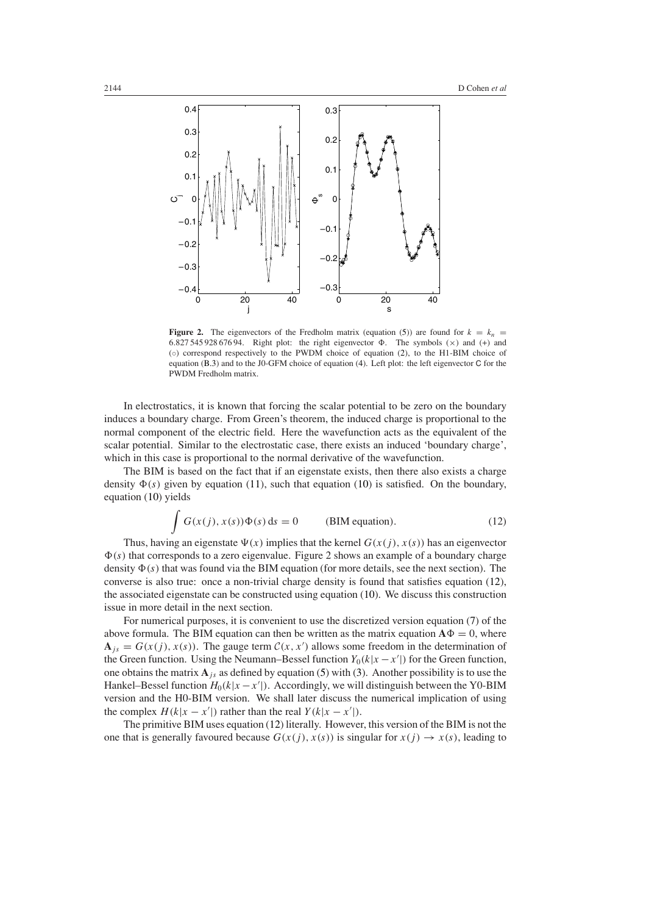**Figure 2.** The eigenvectors of the Fredholm matrix (equation (5)) are found for $k = k_n = 6.827\,545\,928\,676\,94$. Right plot: the right eigenvector $\Phi$. The symbols ($\times$) and (+) and ($\circ$) correspond respectively to the PWDM choice of equation (2), to the H1-BIM choice of equation (B.3) and to the J0-GFM choice of equation (4). Left plot: the left eigenvector C for the PWDM Fredholm matrix.

In electrostatics, it is known that forcing the scalar potential to be zero on the boundary induces a boundary charge. From Green's theorem, the induced charge is proportional to the normal component of the electric field. Here the wavefunction acts as the equivalent of the scalar potential. Similar to the electrostatic case, there exists an induced 'boundary charge', which in this case is proportional to the normal derivative of the wavefunction.

The BIM is based on the fact that if an eigenstate exists, then there also exists a charge density $\Phi(s)$ given by equation (11), such that equation (10) is satisfied. On the boundary, equation (10) yields

$$\int G(x(j), x(s))\Phi(s)\,\mathrm{d}s = 0 \qquad \text{(BIM equation).} \tag{12}$$

Thus, having an eigenstate $\Psi(x)$ implies that the kernel $G(x(j), x(s))$ has an eigenvector $\Phi(s)$ that corresponds to a zero eigenvalue. Figure 2 shows an example of a boundary charge density $\Phi(s)$ that was found via the BIM equation (for more details, see the next section). The converse is also true: once a non-trivial charge density is found that satisfies equation (12), the associated eigenstate can be constructed using equation (10). We discuss this construction issue in more detail in the next section.

For numerical purposes, it is convenient to use the discretized version equation (7) of the above formula. The BIM equation can then be written as the matrix equation $\mathbf{A}\Phi = 0$, where $\mathbf{A}_{js} = G(x(j), x(s))$. The gauge term $\mathcal{C}(x, x')$ allows some freedom in the determination of the Green function. Using the Neumann–Bessel function $Y_0(k|x - x'|)$ for the Green function, one obtains the matrix $\mathbf{A}_{js}$ as defined by equation (5) with (3). Another possibility is to use the Hankel–Bessel function $H_0(k|x - x'|)$. Accordingly, we will distinguish between the Y0-BIM version and the H0-BIM version. We shall later discuss the numerical implication of using the complex $H(k|x - x'|)$ rather than the real $Y(k|x - x'|)$.

The primitive BIM uses equation (12) literally. However, this version of the BIM is not the one that is generally favoured because $G(x(j), x(s))$ is singular for $x(j) \to x(s)$, leading to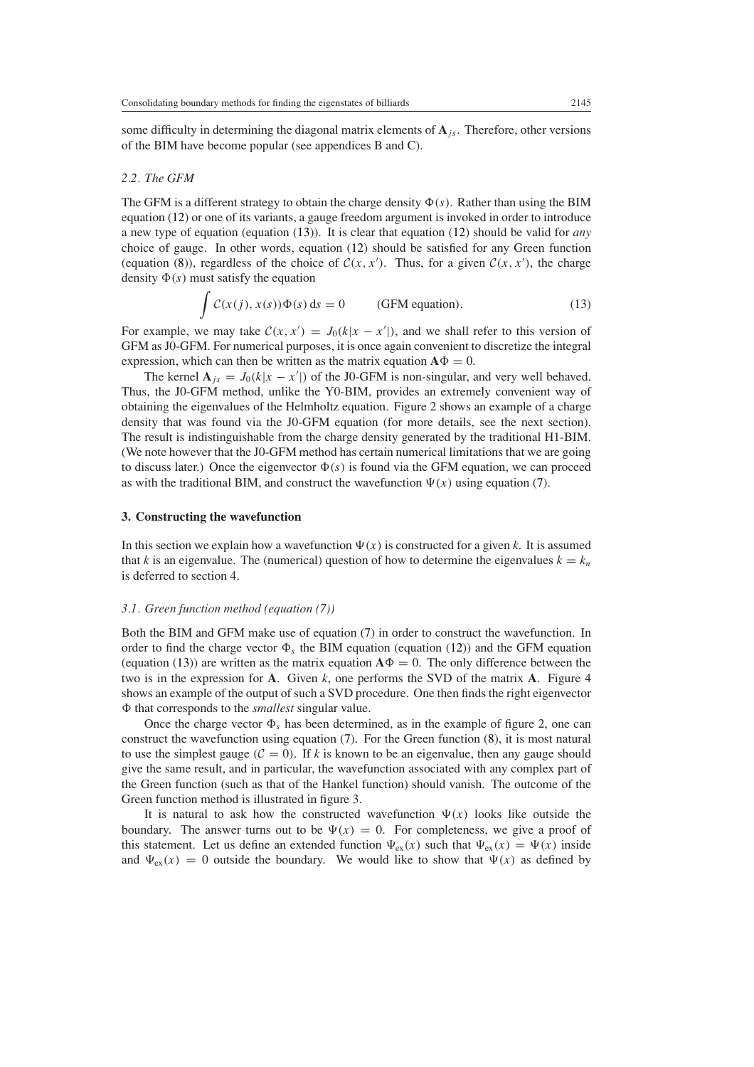some difficulty in determining the diagonal matrix elements of $\mathbf{A}_{js}$. Therefore, other versions of the BIM have become popular (see appendices B and C).

### *2.2. The GFM*

The GFM is a different strategy to obtain the charge density $\Phi(s)$. Rather than using the BIM equation (12) or one of its variants, a gauge freedom argument is invoked in order to introduce a new type of equation (equation (13)). It is clear that equation (12) should be valid for *any* choice of gauge. In other words, equation (12) should be satisfied for any Green function (equation (8)), regardless of the choice of $\mathcal{C}(x, x')$. Thus, for a given $\mathcal{C}(x, x')$, the charge density $\Phi(s)$ must satisfy the equation

$$\int \mathcal{C}(x(j), x(s))\Phi(s)\,\mathrm{d}s = 0 \qquad \text{(GFM equation)}. \tag{13}$$

For example, we may take $\mathcal{C}(x, x') = J_0(k|x - x'|)$, and we shall refer to this version of GFM as J0-GFM. For numerical purposes, it is once again convenient to discretize the integral expression, which can then be written as the matrix equation $\mathbf{A}\Phi = 0$.

The kernel $\mathbf{A}_{js} = J_0(k|x - x'|)$ of the J0-GFM is non-singular, and very well behaved. Thus, the J0-GFM method, unlike the Y0-BIM, provides an extremely convenient way of obtaining the eigenvalues of the Helmholtz equation. Figure 2 shows an example of a charge density that was found via the J0-GFM equation (for more details, see the next section). The result is indistinguishable from the charge density generated by the traditional H1-BIM. (We note however that the J0-GFM method has certain numerical limitations that we are going to discuss later.) Once the eigenvector $\Phi(s)$ is found via the GFM equation, we can proceed as with the traditional BIM, and construct the wavefunction $\Psi(x)$ using equation (7).

## **3. Constructing the wavefunction**

In this section we explain how a wavefunction $\Psi(x)$ is constructed for a given $k$. It is assumed that $k$ is an eigenvalue. The (numerical) question of how to determine the eigenvalues $k = k_n$ is deferred to section 4.

### *3.1. Green function method (equation (7))*

Both the BIM and GFM make use of equation (7) in order to construct the wavefunction. In order to find the charge vector $\Phi_s$ the BIM equation (equation (12)) and the GFM equation (equation (13)) are written as the matrix equation $\mathbf{A}\Phi = 0$. The only difference between the two is in the expression for $\mathbf{A}$. Given $k$, one performs the SVD of the matrix $\mathbf{A}$. Figure 4 shows an example of the output of such a SVD procedure. One then finds the right eigenvector $\Phi$ that corresponds to the *smallest* singular value.

Once the charge vector $\Phi_s$ has been determined, as in the example of figure 2, one can construct the wavefunction using equation (7). For the Green function (8), it is most natural to use the simplest gauge ($\mathcal{C} = 0$). If $k$ is known to be an eigenvalue, then any gauge should give the same result, and in particular, the wavefunction associated with any complex part of the Green function (such as that of the Hankel function) should vanish. The outcome of the Green function method is illustrated in figure 3.

It is natural to ask how the constructed wavefunction $\Psi(x)$ looks like outside the boundary. The answer turns out to be $\Psi(x) = 0$. For completeness, we give a proof of this statement. Let us define an extended function $\Psi_{\mathrm{ex}}(x)$ such that $\Psi_{\mathrm{ex}}(x) = \Psi(x)$ inside and $\Psi_{\mathrm{ex}}(x) = 0$ outside the boundary. We would like to show that $\Psi(x)$ as defined by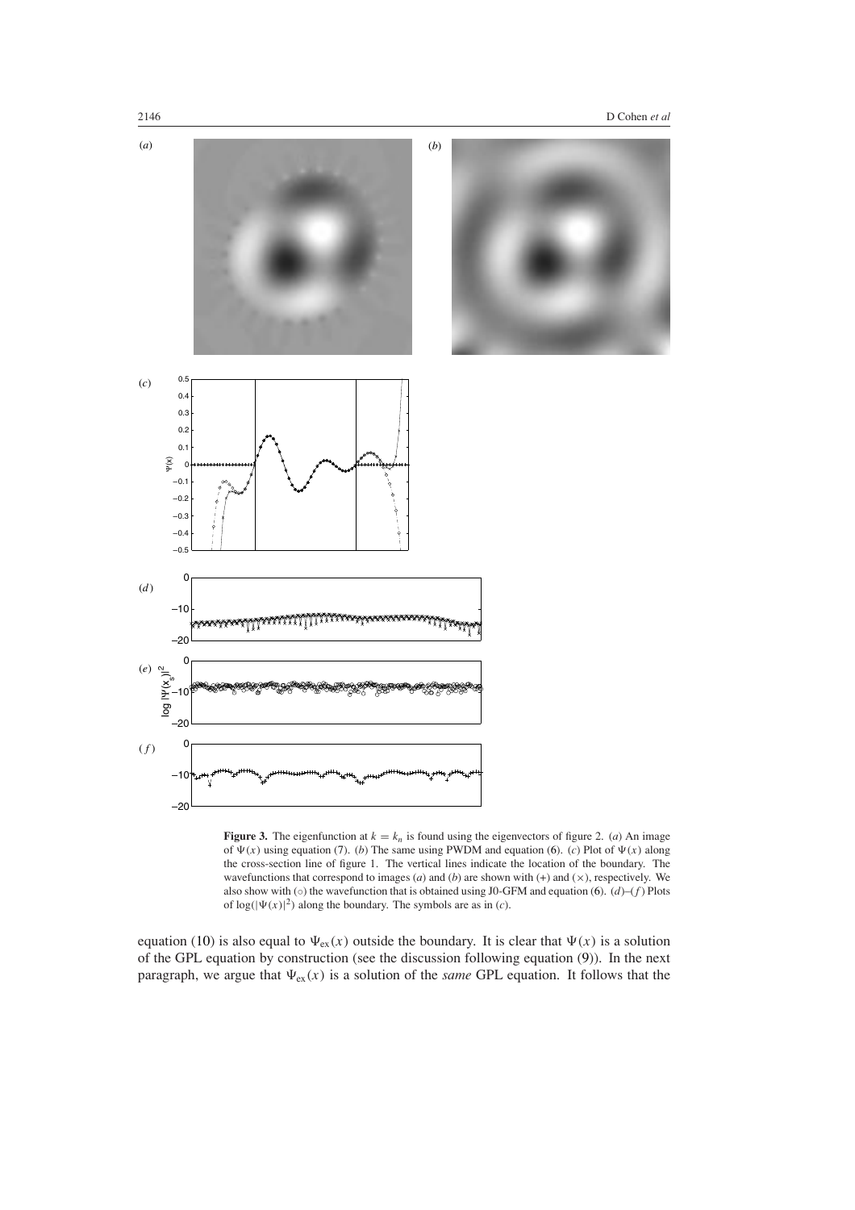**Figure 3.** The eigenfunction at $k = k_n$ is found using the eigenvectors of figure 2. (*a*) An image of $\Psi(x)$ using equation (7). (*b*) The same using PWDM and equation (6). (*c*) Plot of $\Psi(x)$ along the cross-section line of figure 1. The vertical lines indicate the location of the boundary. The wavefunctions that correspond to images (*a*) and (*b*) are shown with (+) and (×), respectively. We also show with (○) the wavefunction that is obtained using J0-GFM and equation (6). (*d*)–(*f*) Plots of $\log(|\Psi(x)|^2)$ along the boundary. The symbols are as in (*c*).

equation (10) is also equal to $\Psi_{\text{ex}}(x)$ outside the boundary. It is clear that $\Psi(x)$ is a solution of the GPL equation by construction (see the discussion following equation (9)). In the next paragraph, we argue that $\Psi_{\text{ex}}(x)$ is a solution of the *same* GPL equation. It follows that the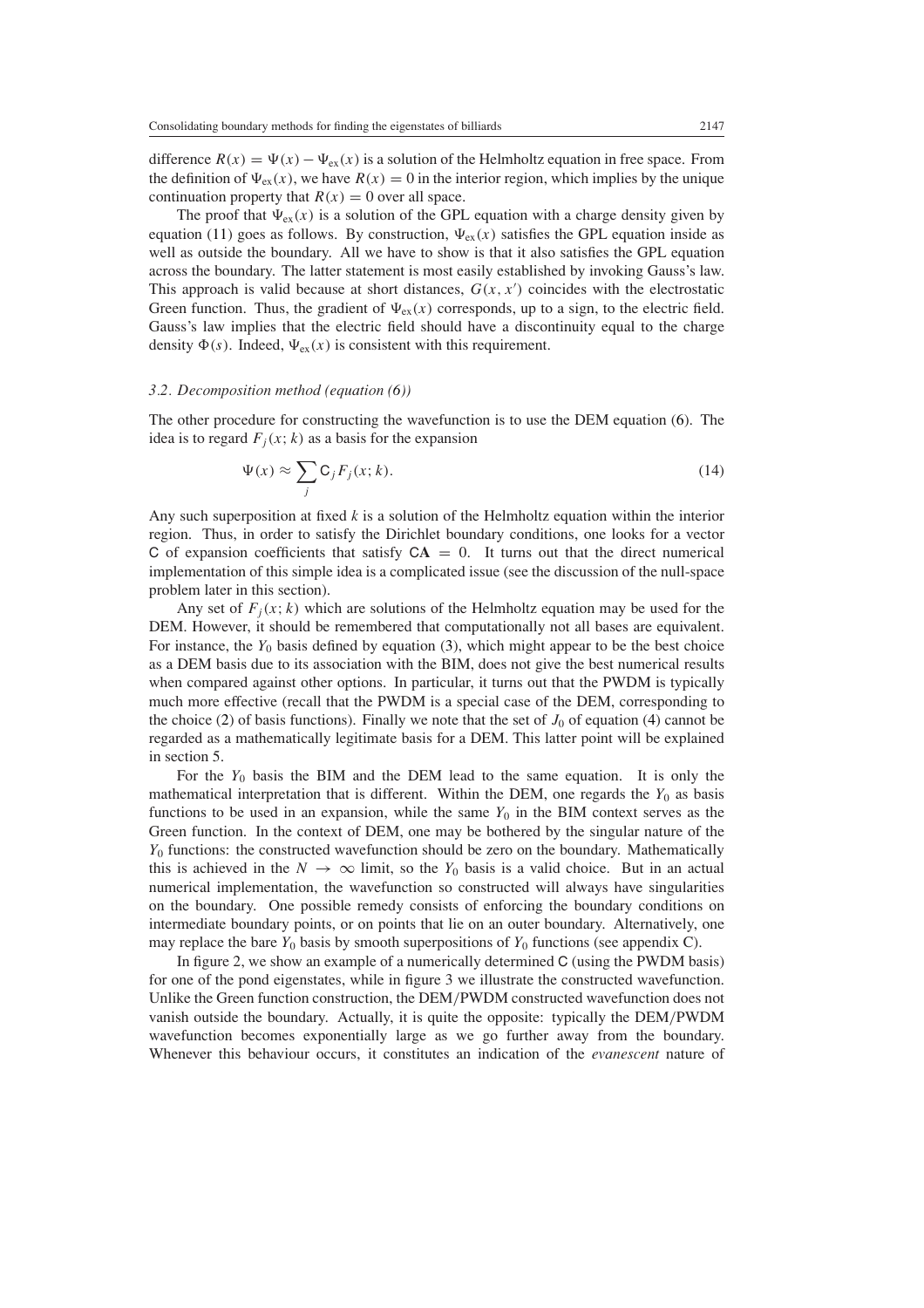difference $R(x) = \Psi(x) - \Psi_{\text{ex}}(x)$ is a solution of the Helmholtz equation in free space. From the definition of $\Psi_{\text{ex}}(x)$, we have $R(x) = 0$ in the interior region, which implies by the unique continuation property that $R(x) = 0$ over all space.

The proof that $\Psi_{\text{ex}}(x)$ is a solution of the GPL equation with a charge density given by equation (11) goes as follows. By construction, $\Psi_{\text{ex}}(x)$ satisfies the GPL equation inside as well as outside the boundary. All we have to show is that it also satisfies the GPL equation across the boundary. The latter statement is most easily established by invoking Gauss's law. This approach is valid because at short distances, $G(x, x')$ coincides with the electrostatic Green function. Thus, the gradient of $\Psi_{\text{ex}}(x)$ corresponds, up to a sign, to the electric field. Gauss's law implies that the electric field should have a discontinuity equal to the charge density $\Phi(s)$. Indeed, $\Psi_{\text{ex}}(x)$ is consistent with this requirement.

### *3.2. Decomposition method (equation (6))*

The other procedure for constructing the wavefunction is to use the DEM equation (6). The idea is to regard $F_j(x; k)$ as a basis for the expansion

$$\Psi(x) \approx \sum_j \mathsf{C}_j F_j(x; k). \tag{14}$$

Any such superposition at fixed $k$ is a solution of the Helmholtz equation within the interior region. Thus, in order to satisfy the Dirichlet boundary conditions, one looks for a vector $\mathsf{C}$ of expansion coefficients that satisfy $\mathsf{C}\mathbf{A} = 0$. It turns out that the direct numerical implementation of this simple idea is a complicated issue (see the discussion of the null-space problem later in this section).

Any set of $F_j(x; k)$ which are solutions of the Helmholtz equation may be used for the DEM. However, it should be remembered that computationally not all bases are equivalent. For instance, the $Y_0$ basis defined by equation (3), which might appear to be the best choice as a DEM basis due to its association with the BIM, does not give the best numerical results when compared against other options. In particular, it turns out that the PWDM is typically much more effective (recall that the PWDM is a special case of the DEM, corresponding to the choice (2) of basis functions). Finally we note that the set of $J_0$ of equation (4) cannot be regarded as a mathematically legitimate basis for a DEM. This latter point will be explained in section 5.

For the $Y_0$ basis the BIM and the DEM lead to the same equation. It is only the mathematical interpretation that is different. Within the DEM, one regards the $Y_0$ as basis functions to be used in an expansion, while the same $Y_0$ in the BIM context serves as the Green function. In the context of DEM, one may be bothered by the singular nature of the $Y_0$ functions: the constructed wavefunction should be zero on the boundary. Mathematically this is achieved in the $N \to \infty$ limit, so the $Y_0$ basis is a valid choice. But in an actual numerical implementation, the wavefunction so constructed will always have singularities on the boundary. One possible remedy consists of enforcing the boundary conditions on intermediate boundary points, or on points that lie on an outer boundary. Alternatively, one may replace the bare $Y_0$ basis by smooth superpositions of $Y_0$ functions (see appendix C).

In figure 2, we show an example of a numerically determined $\mathsf{C}$ (using the PWDM basis) for one of the pond eigenstates, while in figure 3 we illustrate the constructed wavefunction. Unlike the Green function construction, the DEM/PWDM constructed wavefunction does not vanish outside the boundary. Actually, it is quite the opposite: typically the DEM/PWDM wavefunction becomes exponentially large as we go further away from the boundary. Whenever this behaviour occurs, it constitutes an indication of the *evanescent* nature of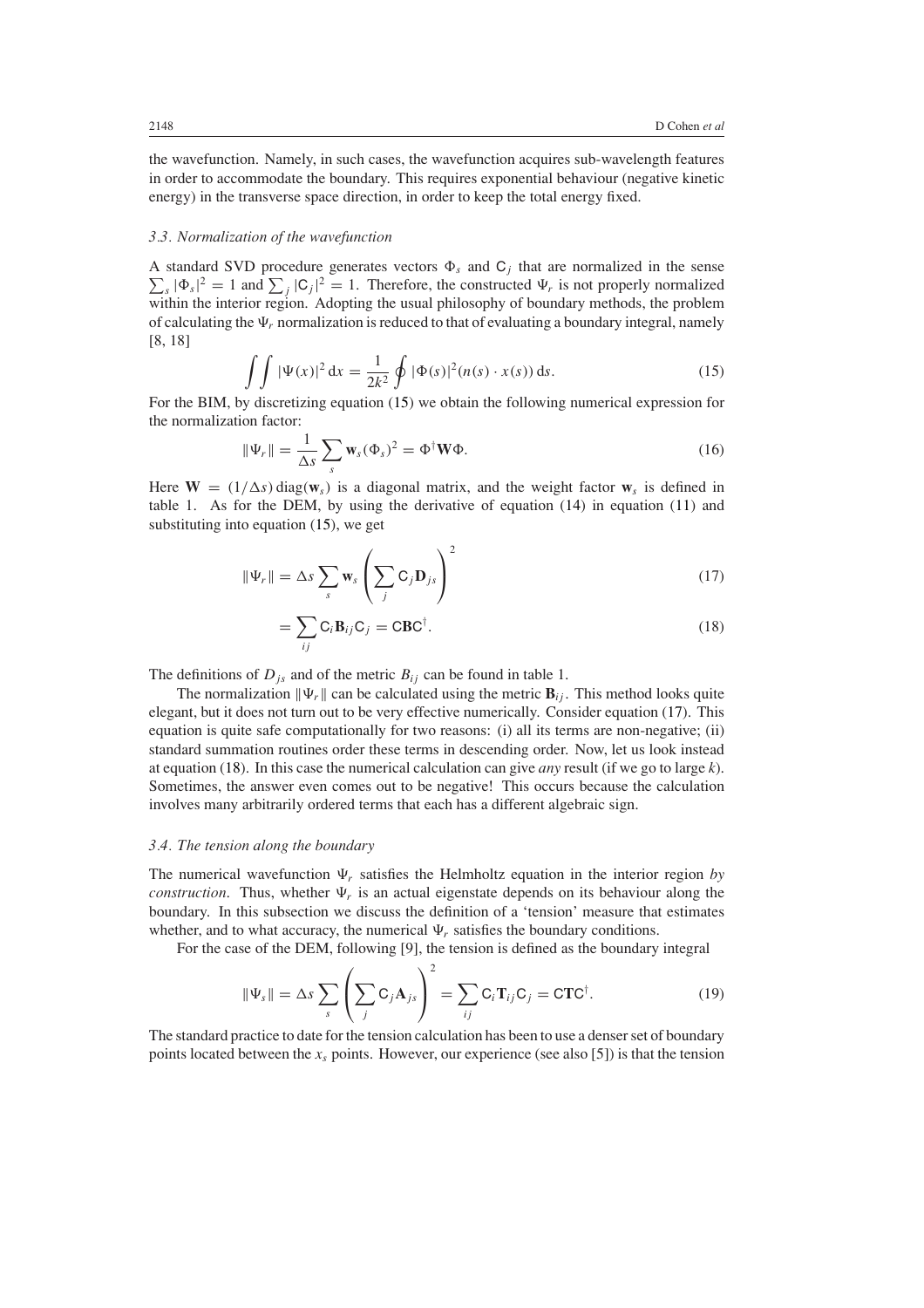the wavefunction. Namely, in such cases, the wavefunction acquires sub-wavelength features in order to accommodate the boundary. This requires exponential behaviour (negative kinetic energy) in the transverse space direction, in order to keep the total energy fixed.

### 3.3. Normalization of the wavefunction

A standard SVD procedure generates vectors $\Phi_s$ and $\mathsf{C}_j$ that are normalized in the sense $\sum_s |\Phi_s|^2 = 1$ and $\sum_j |\mathsf{C}_j|^2 = 1$. Therefore, the constructed $\Psi_r$ is not properly normalized within the interior region. Adopting the usual philosophy of boundary methods, the problem of calculating the $\Psi_r$ normalization is reduced to that of evaluating a boundary integral, namely [8, 18]

$$\iint |\Psi(x)|^2 \, \mathrm{d}x = \frac{1}{2k^2} \oint |\Phi(s)|^2 (n(s) \cdot x(s)) \, \mathrm{d}s. \tag{15}$$

For the BIM, by discretizing equation (15) we obtain the following numerical expression for the normalization factor:

$$\|\Psi_r\| = \frac{1}{\Delta s} \sum_s \mathbf{w}_s (\Phi_s)^2 = \Phi^\dagger \mathbf{W} \Phi. \tag{16}$$

Here $\mathbf{W} = (1/\Delta s) \, \mathrm{diag}(\mathbf{w}_s)$ is a diagonal matrix, and the weight factor $\mathbf{w}_s$ is defined in table 1. As for the DEM, by using the derivative of equation (14) in equation (11) and substituting into equation (15), we get

$$\|\Psi_r\| = \Delta s \sum_s \mathbf{w}_s \left( \sum_j \mathsf{C}_j \mathbf{D}_{js} \right)^2 \tag{17}$$

$$= \sum_{ij} \mathsf{C}_i \mathbf{B}_{ij} \mathsf{C}_j = \mathsf{C} \mathbf{B} \mathsf{C}^\dagger. \tag{18}$$

The definitions of $D_{js}$ and of the metric $B_{ij}$ can be found in table 1.

The normalization $\|\Psi_r\|$ can be calculated using the metric $\mathbf{B}_{ij}$. This method looks quite elegant, but it does not turn out to be very effective numerically. Consider equation (17). This equation is quite safe computationally for two reasons: (i) all its terms are non-negative; (ii) standard summation routines order these terms in descending order. Now, let us look instead at equation (18). In this case the numerical calculation can give *any* result (if we go to large $k$). Sometimes, the answer even comes out to be negative! This occurs because the calculation involves many arbitrarily ordered terms that each has a different algebraic sign.

### 3.4. The tension along the boundary

The numerical wavefunction $\Psi_r$ satisfies the Helmholtz equation in the interior region *by construction*. Thus, whether $\Psi_r$ is an actual eigenstate depends on its behaviour along the boundary. In this subsection we discuss the definition of a 'tension' measure that estimates whether, and to what accuracy, the numerical $\Psi_r$ satisfies the boundary conditions.

For the case of the DEM, following [9], the tension is defined as the boundary integral

$$\|\Psi_s\| = \Delta s \sum_s \left( \sum_j \mathsf{C}_j \mathbf{A}_{js} \right)^2 = \sum_{ij} \mathsf{C}_i \mathbf{T}_{ij} \mathsf{C}_j = \mathsf{C} \mathbf{T} \mathsf{C}^\dagger. \tag{19}$$

The standard practice to date for the tension calculation has been to use a denser set of boundary points located between the $x_s$ points. However, our experience (see also [5]) is that the tension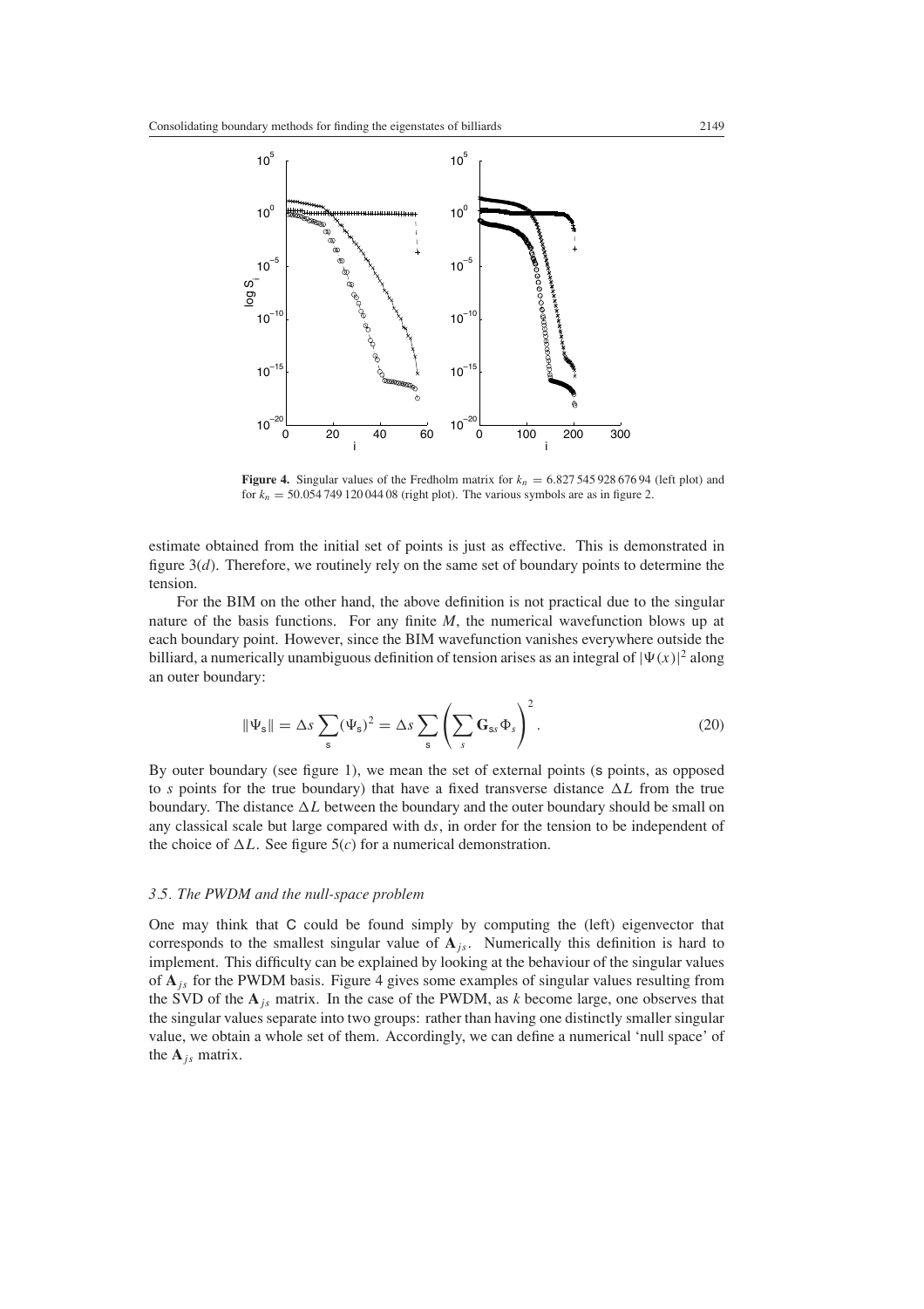**Figure 4.** Singular values of the Fredholm matrix for $k_n = 6.827\,545\,928\,676\,94$ (left plot) and for $k_n = 50.054\,749\,120\,044\,08$ (right plot). The various symbols are as in figure 2.

estimate obtained from the initial set of points is just as effective. This is demonstrated in figure 3(*d*). Therefore, we routinely rely on the same set of boundary points to determine the tension.

For the BIM on the other hand, the above definition is not practical due to the singular nature of the basis functions. For any finite $M$, the numerical wavefunction blows up at each boundary point. However, since the BIM wavefunction vanishes everywhere outside the billiard, a numerically unambiguous definition of tension arises as an integral of $|\Psi(x)|^2$ along an outer boundary:

$$\|\Psi_{\mathsf{s}}\| = \Delta s \sum_{\mathsf{s}} (\Psi_{\mathsf{s}})^2 = \Delta s \sum_{\mathsf{s}} \left( \sum_{s} \mathbf{G}_{\mathsf{s}s} \Phi_s \right)^2. \tag{20}$$

By outer boundary (see figure 1), we mean the set of external points ($\mathsf{s}$ points, as opposed to $s$ points for the true boundary) that have a fixed transverse distance $\Delta L$ from the true boundary. The distance $\Delta L$ between the boundary and the outer boundary should be small on any classical scale but large compared with d$s$, in order for the tension to be independent of the choice of $\Delta L$. See figure 5(*c*) for a numerical demonstration.

### *3.5. The PWDM and the null-space problem*

One may think that $\mathsf{C}$ could be found simply by computing the (left) eigenvector that corresponds to the smallest singular value of $\mathbf{A}_{js}$. Numerically this definition is hard to implement. This difficulty can be explained by looking at the behaviour of the singular values of $\mathbf{A}_{js}$ for the PWDM basis. Figure 4 gives some examples of singular values resulting from the SVD of the $\mathbf{A}_{js}$ matrix. In the case of the PWDM, as $k$ become large, one observes that the singular values separate into two groups: rather than having one distinctly smaller singular value, we obtain a whole set of them. Accordingly, we can define a numerical 'null space' of the $\mathbf{A}_{js}$ matrix.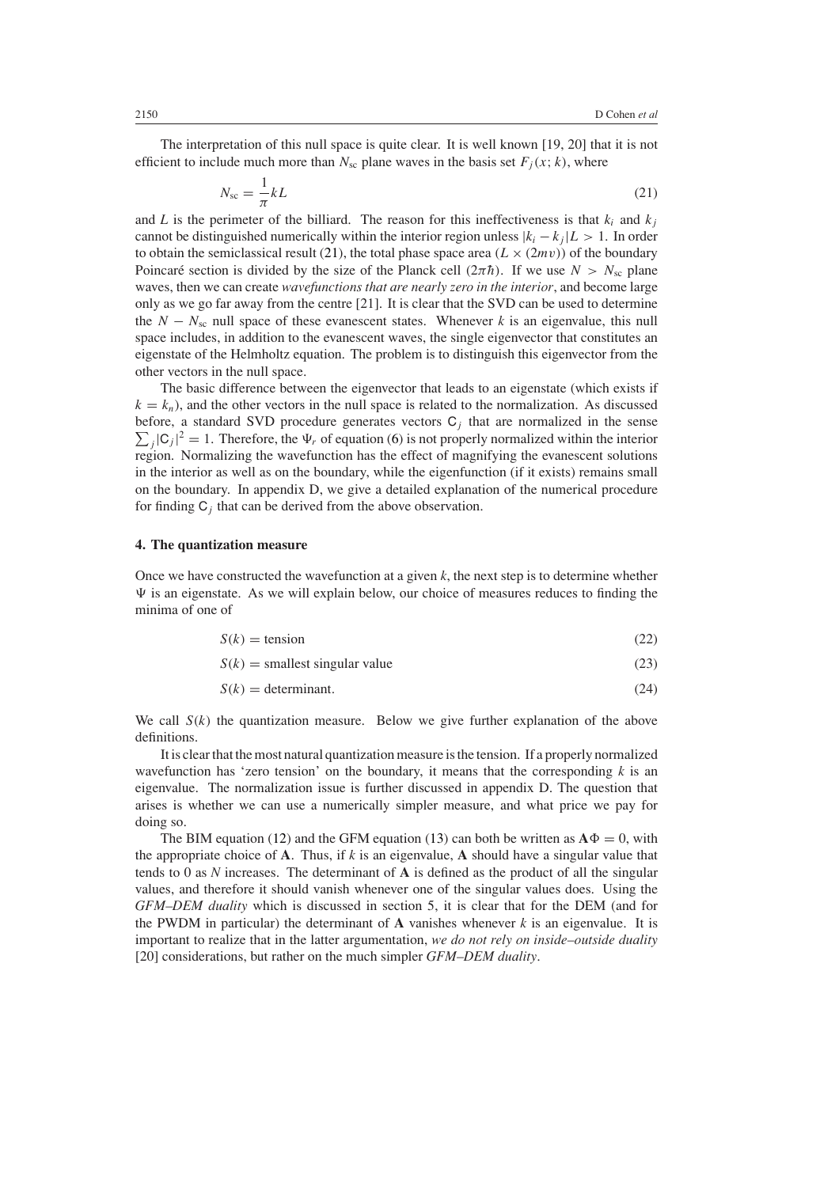The interpretation of this null space is quite clear. It is well known [19, 20] that it is not efficient to include much more than $N_{\text{sc}}$ plane waves in the basis set $F_j(x; k)$, where

$$N_{\text{sc}} = \frac{1}{\pi} kL \tag{21}$$

and $L$ is the perimeter of the billiard. The reason for this ineffectiveness is that $k_i$ and $k_j$ cannot be distinguished numerically within the interior region unless $|k_i - k_j|L > 1$. In order to obtain the semiclassical result (21), the total phase space area $(L \times (2mv))$ of the boundary Poincaré section is divided by the size of the Planck cell $(2\pi\hbar)$. If we use $N > N_{\text{sc}}$ plane waves, then we can create *wavefunctions that are nearly zero in the interior*, and become large only as we go far away from the centre [21]. It is clear that the SVD can be used to determine the $N - N_{\text{sc}}$ null space of these evanescent states. Whenever $k$ is an eigenvalue, this null space includes, in addition to the evanescent waves, the single eigenvector that constitutes an eigenstate of the Helmholtz equation. The problem is to distinguish this eigenvector from the other vectors in the null space.

The basic difference between the eigenvector that leads to an eigenstate (which exists if $k = k_n$), and the other vectors in the null space is related to the normalization. As discussed before, a standard SVD procedure generates vectors $\mathsf{C}_j$ that are normalized in the sense $\sum_j |\mathsf{C}_j|^2 = 1$. Therefore, the $\Psi_r$ of equation (6) is not properly normalized within the interior region. Normalizing the wavefunction has the effect of magnifying the evanescent solutions in the interior as well as on the boundary, while the eigenfunction (if it exists) remains small on the boundary. In appendix D, we give a detailed explanation of the numerical procedure for finding $\mathsf{C}_j$ that can be derived from the above observation.

#### 4. The quantization measure

Once we have constructed the wavefunction at a given $k$, the next step is to determine whether $\Psi$ is an eigenstate. As we will explain below, our choice of measures reduces to finding the minima of one of

$$S(k) = \text{tension} \tag{22}$$

$$S(k) = \text{smallest singular value} \tag{23}$$

$$S(k) = \text{determinant.} \tag{24}$$

We call $S(k)$ the quantization measure. Below we give further explanation of the above definitions.

It is clear that the most natural quantization measure is the tension. If a properly normalized wavefunction has 'zero tension' on the boundary, it means that the corresponding $k$ is an eigenvalue. The normalization issue is further discussed in appendix D. The question that arises is whether we can use a numerically simpler measure, and what price we pay for doing so.

The BIM equation (12) and the GFM equation (13) can both be written as $\mathbf{A}\Phi = 0$, with the appropriate choice of $\mathbf{A}$. Thus, if $k$ is an eigenvalue, $\mathbf{A}$ should have a singular value that tends to 0 as $N$ increases. The determinant of $\mathbf{A}$ is defined as the product of all the singular values, and therefore it should vanish whenever one of the singular values does. Using the *GFM–DEM duality* which is discussed in section 5, it is clear that for the DEM (and for the PWDM in particular) the determinant of $\mathbf{A}$ vanishes whenever $k$ is an eigenvalue. It is important to realize that in the latter argumentation, *we do not rely on inside–outside duality* [20] considerations, but rather on the much simpler *GFM–DEM duality*.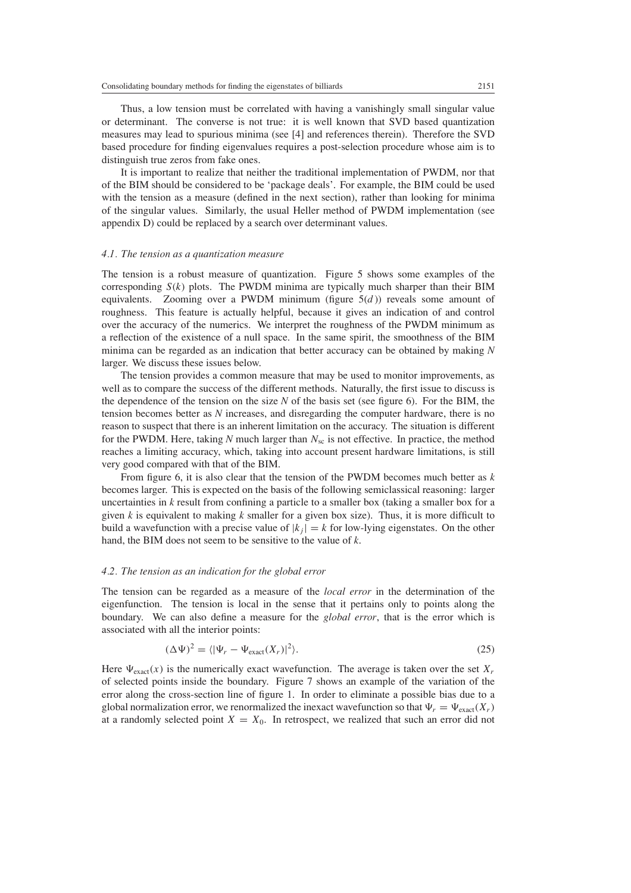Thus, a low tension must be correlated with having a vanishingly small singular value or determinant. The converse is not true: it is well known that SVD based quantization measures may lead to spurious minima (see [4] and references therein). Therefore the SVD based procedure for finding eigenvalues requires a post-selection procedure whose aim is to distinguish true zeros from fake ones.

It is important to realize that neither the traditional implementation of PWDM, nor that of the BIM should be considered to be 'package deals'. For example, the BIM could be used with the tension as a measure (defined in the next section), rather than looking for minima of the singular values. Similarly, the usual Heller method of PWDM implementation (see appendix D) could be replaced by a search over determinant values.

### *4.1. The tension as a quantization measure*

The tension is a robust measure of quantization. Figure 5 shows some examples of the corresponding $S(k)$ plots. The PWDM minima are typically much sharper than their BIM equivalents. Zooming over a PWDM minimum (figure 5(*d*)) reveals some amount of roughness. This feature is actually helpful, because it gives an indication of and control over the accuracy of the numerics. We interpret the roughness of the PWDM minimum as a reflection of the existence of a null space. In the same spirit, the smoothness of the BIM minima can be regarded as an indication that better accuracy can be obtained by making $N$ larger. We discuss these issues below.

The tension provides a common measure that may be used to monitor improvements, as well as to compare the success of the different methods. Naturally, the first issue to discuss is the dependence of the tension on the size $N$ of the basis set (see figure 6). For the BIM, the tension becomes better as $N$ increases, and disregarding the computer hardware, there is no reason to suspect that there is an inherent limitation on the accuracy. The situation is different for the PWDM. Here, taking $N$ much larger than $N_{\mathrm{sc}}$ is not effective. In practice, the method reaches a limiting accuracy, which, taking into account present hardware limitations, is still very good compared with that of the BIM.

From figure 6, it is also clear that the tension of the PWDM becomes much better as $k$ becomes larger. This is expected on the basis of the following semiclassical reasoning: larger uncertainties in $k$ result from confining a particle to a smaller box (taking a smaller box for a given $k$ is equivalent to making $k$ smaller for a given box size). Thus, it is more difficult to build a wavefunction with a precise value of $|k_j| = k$ for low-lying eigenstates. On the other hand, the BIM does not seem to be sensitive to the value of $k$.

### *4.2. The tension as an indication for the global error*

The tension can be regarded as a measure of the *local error* in the determination of the eigenfunction. The tension is local in the sense that it pertains only to points along the boundary. We can also define a measure for the *global error*, that is the error which is associated with all the interior points:

$$(\Delta\Psi)^2 = \langle|\Psi_r - \Psi_{\mathrm{exact}}(X_r)|^2\rangle. \tag{25}$$

Here $\Psi_{\mathrm{exact}}(x)$ is the numerically exact wavefunction. The average is taken over the set $X_r$ of selected points inside the boundary. Figure 7 shows an example of the variation of the error along the cross-section line of figure 1. In order to eliminate a possible bias due to a global normalization error, we renormalized the inexact wavefunction so that $\Psi_r = \Psi_{\mathrm{exact}}(X_r)$ at a randomly selected point $X = X_0$. In retrospect, we realized that such an error did not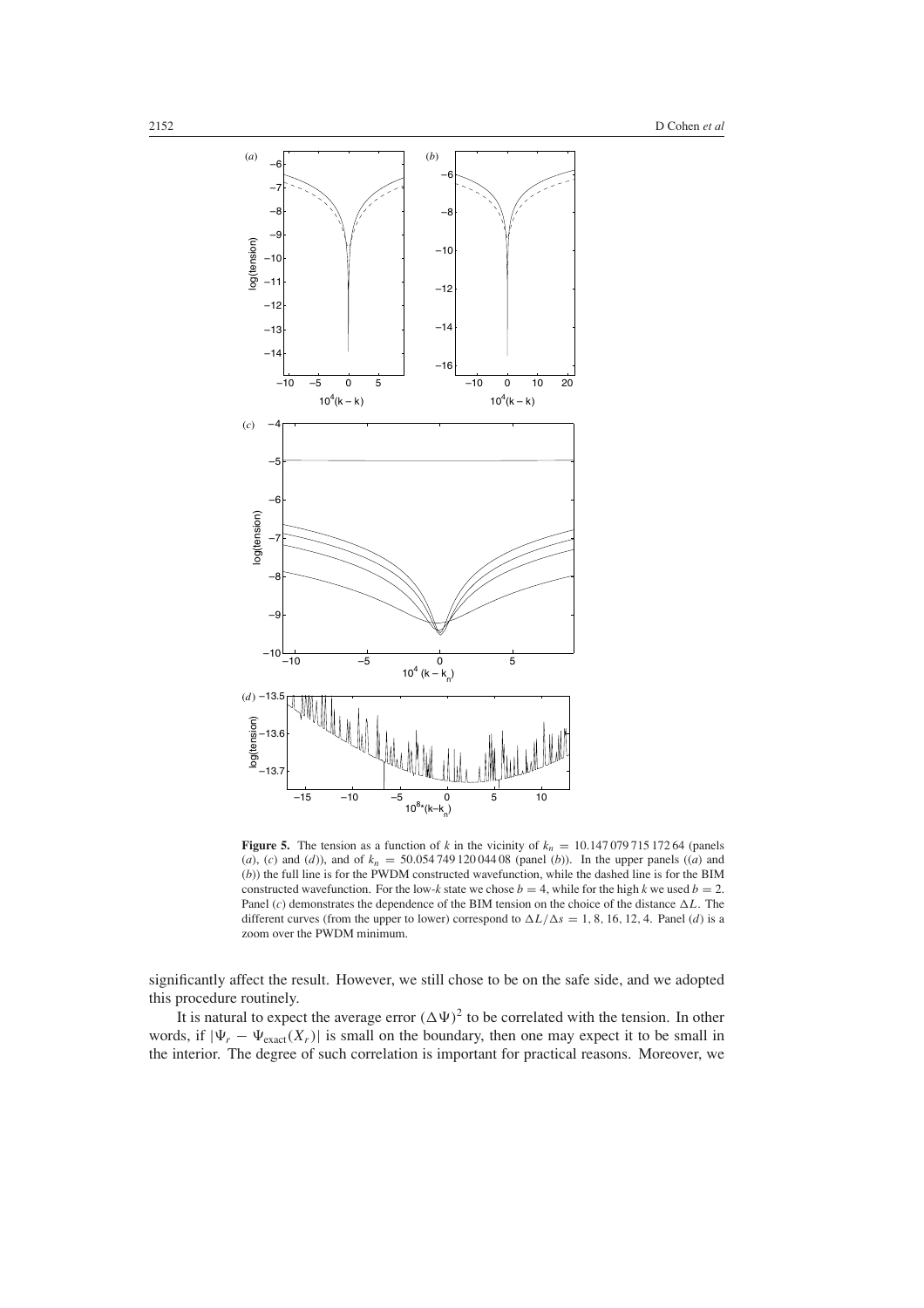**Figure 5.** The tension as a function of $k$ in the vicinity of $k_n = 10.147\,079\,715\,172\,64$ (panels (*a*), (*c*) and (*d*)), and of $k_n = 50.054\,749\,120\,044\,08$ (panel (*b*)). In the upper panels ((*a*) and (*b*)) the full line is for the PWDM constructed wavefunction, while the dashed line is for the BIM constructed wavefunction. For the low-$k$ state we chose $b = 4$, while for the high $k$ we used $b = 2$. Panel (*c*) demonstrates the dependence of the BIM tension on the choice of the distance $\Delta L$. The different curves (from the upper to lower) correspond to $\Delta L/\Delta s = 1, 8, 16, 12, 4$. Panel (*d*) is a zoom over the PWDM minimum.

significantly affect the result. However, we still chose to be on the safe side, and we adopted this procedure routinely.

It is natural to expect the average error $(\Delta\Psi)^2$ to be correlated with the tension. In other words, if $|\Psi_r - \Psi_{\text{exact}}(X_r)|$ is small on the boundary, then one may expect it to be small in the interior. The degree of such correlation is important for practical reasons. Moreover, we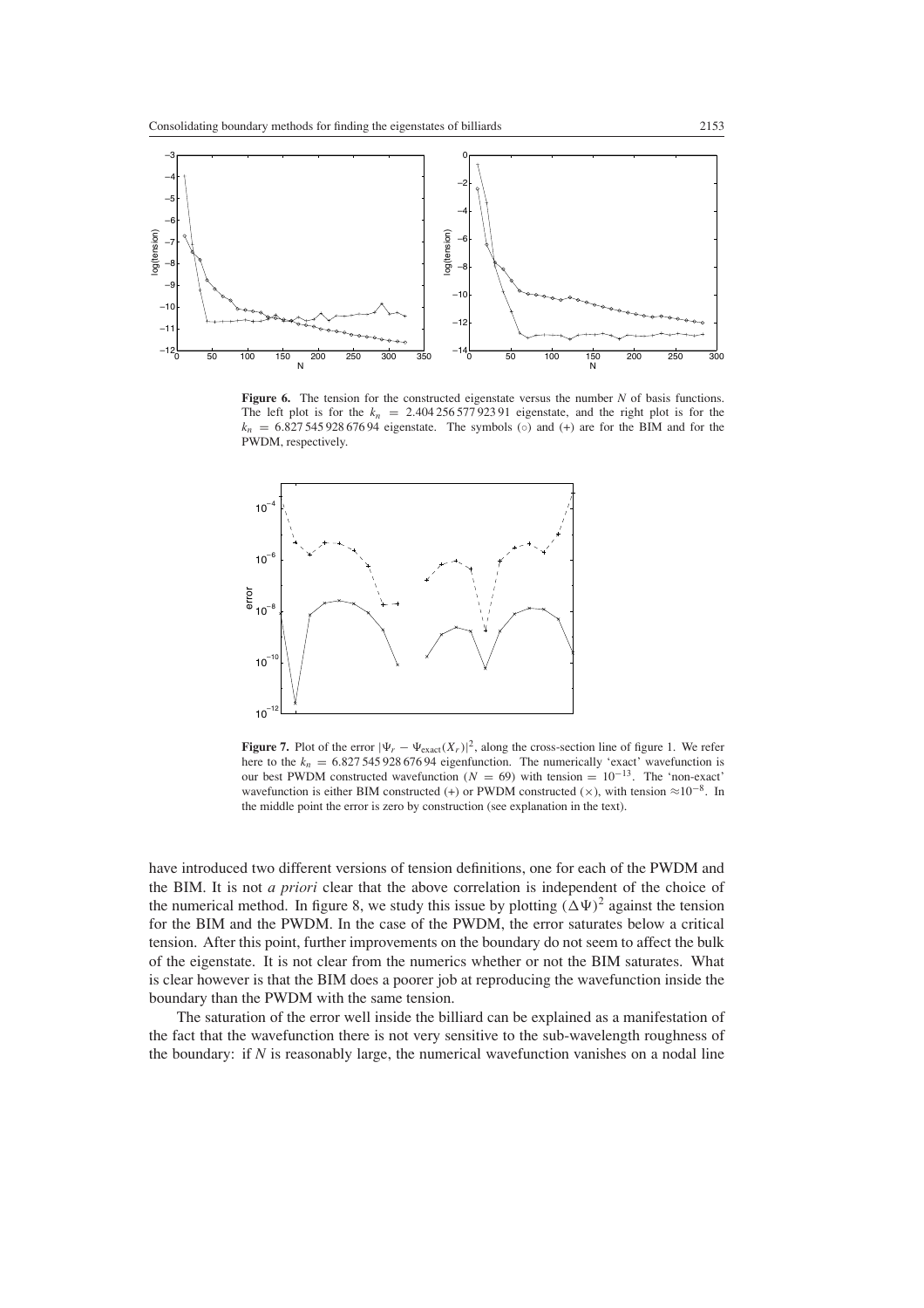**Figure 6.** The tension for the constructed eigenstate versus the number $N$ of basis functions. The left plot is for the $k_n = 2.404\,256\,577\,923\,91$ eigenstate, and the right plot is for the $k_n = 6.827\,545\,928\,676\,94$ eigenstate. The symbols (○) and (+) are for the BIM and for the PWDM, respectively.

**Figure 7.** Plot of the error $|\Psi_r - \Psi_{\text{exact}}(X_r)|^2$, along the cross-section line of figure 1. We refer here to the $k_n = 6.827\,545\,928\,676\,94$ eigenfunction. The numerically 'exact' wavefunction is our best PWDM constructed wavefunction ($N = 69$) with tension $= 10^{-13}$. The 'non-exact' wavefunction is either BIM constructed (+) or PWDM constructed (×), with tension $\approx 10^{-8}$. In the middle point the error is zero by construction (see explanation in the text).

have introduced two different versions of tension definitions, one for each of the PWDM and the BIM. It is not *a priori* clear that the above correlation is independent of the choice of the numerical method. In figure 8, we study this issue by plotting $(\Delta\Psi)^2$ against the tension for the BIM and the PWDM. In the case of the PWDM, the error saturates below a critical tension. After this point, further improvements on the boundary do not seem to affect the bulk of the eigenstate. It is not clear from the numerics whether or not the BIM saturates. What is clear however is that the BIM does a poorer job at reproducing the wavefunction inside the boundary than the PWDM with the same tension.

The saturation of the error well inside the billiard can be explained as a manifestation of the fact that the wavefunction there is not very sensitive to the sub-wavelength roughness of the boundary: if $N$ is reasonably large, the numerical wavefunction vanishes on a nodal line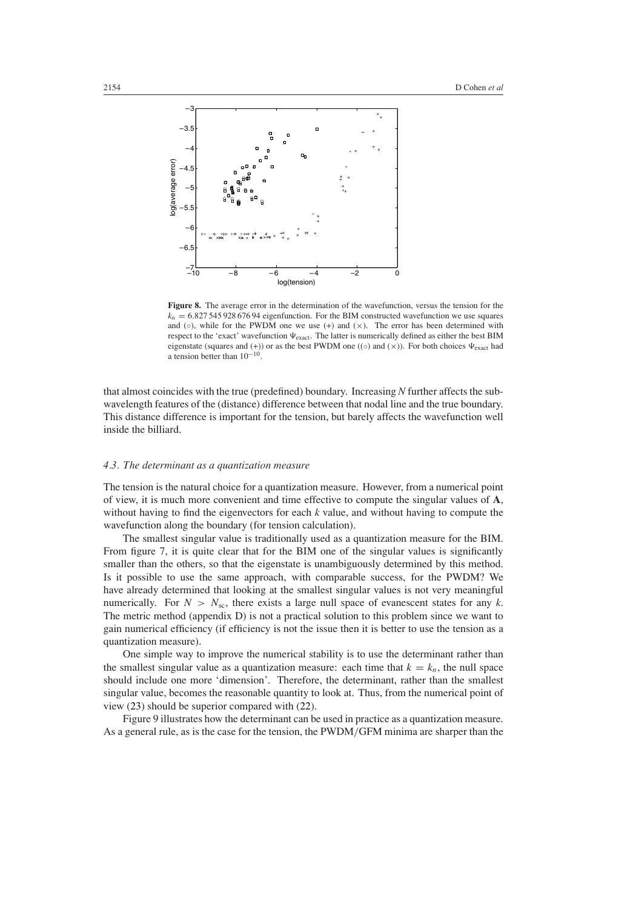**Figure 8.** The average error in the determination of the wavefunction, versus the tension for the $k_n = 6.827\,545\,928\,676\,94$ eigenfunction. For the BIM constructed wavefunction we use squares and (○), while for the PWDM one we use (+) and (×). The error has been determined with respect to the 'exact' wavefunction $\Psi_{\text{exact}}$. The latter is numerically defined as either the best BIM eigenstate (squares and (+)) or as the best PWDM one ((○) and (×)). For both choices $\Psi_{\text{exact}}$ had a tension better than $10^{-10}$.

that almost coincides with the true (predefined) boundary. Increasing $N$ further affects the sub-wavelength features of the (distance) difference between that nodal line and the true boundary. This distance difference is important for the tension, but barely affects the wavefunction well inside the billiard.

### 4.3. The determinant as a quantization measure

The tension is the natural choice for a quantization measure. However, from a numerical point of view, it is much more convenient and time effective to compute the singular values of $\mathbf{A}$, without having to find the eigenvectors for each $k$ value, and without having to compute the wavefunction along the boundary (for tension calculation).

The smallest singular value is traditionally used as a quantization measure for the BIM. From figure 7, it is quite clear that for the BIM one of the singular values is significantly smaller than the others, so that the eigenstate is unambiguously determined by this method. Is it possible to use the same approach, with comparable success, for the PWDM? We have already determined that looking at the smallest singular values is not very meaningful numerically. For $N > N_{\text{sc}}$, there exists a large null space of evanescent states for any $k$. The metric method (appendix D) is not a practical solution to this problem since we want to gain numerical efficiency (if efficiency is not the issue then it is better to use the tension as a quantization measure).

One simple way to improve the numerical stability is to use the determinant rather than the smallest singular value as a quantization measure: each time that $k = k_n$, the null space should include one more 'dimension'. Therefore, the determinant, rather than the smallest singular value, becomes the reasonable quantity to look at. Thus, from the numerical point of view (23) should be superior compared with (22).

Figure 9 illustrates how the determinant can be used in practice as a quantization measure. As a general rule, as is the case for the tension, the PWDM/GFM minima are sharper than the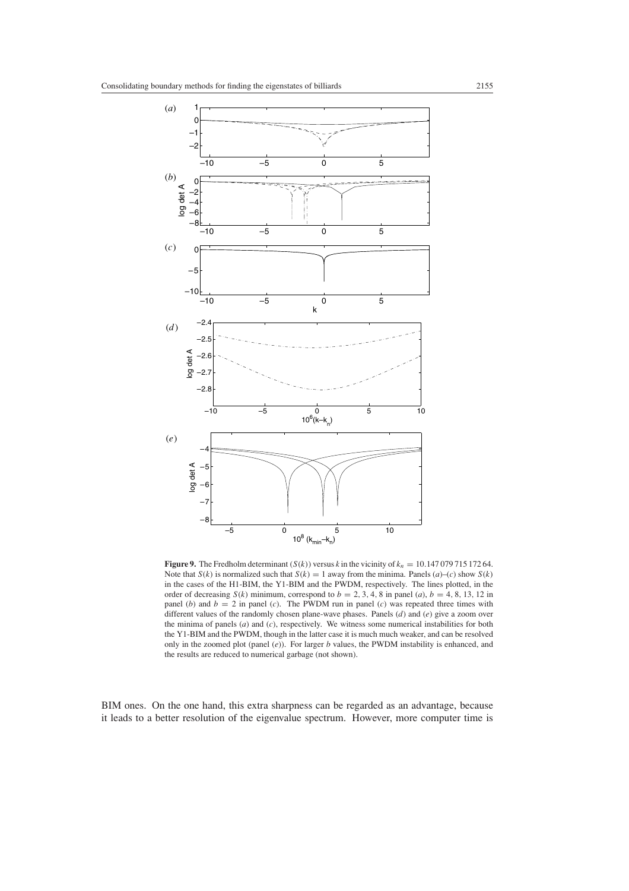**Figure 9.** The Fredholm determinant ($S(k)$) versus $k$ in the vicinity of $k_n = 10.147\,079\,715\,172\,64$. Note that $S(k)$ is normalized such that $S(k) = 1$ away from the minima. Panels ($a$)–($c$) show $S(k)$ in the cases of the H1-BIM, the Y1-BIM and the PWDM, respectively. The lines plotted, in the order of decreasing $S(k)$ minimum, correspond to $b = 2, 3, 4, 8$ in panel ($a$), $b = 4, 8, 13, 12$ in panel ($b$) and $b = 2$ in panel ($c$). The PWDM run in panel ($c$) was repeated three times with different values of the randomly chosen plane-wave phases. Panels ($d$) and ($e$) give a zoom over the minima of panels ($a$) and ($c$), respectively. We witness some numerical instabilities for both the Y1-BIM and the PWDM, though in the latter case it is much much weaker, and can be resolved only in the zoomed plot (panel ($e$)). For larger $b$ values, the PWDM instability is enhanced, and the results are reduced to numerical garbage (not shown).

BIM ones. On the one hand, this extra sharpness can be regarded as an advantage, because it leads to a better resolution of the eigenvalue spectrum. However, more computer time is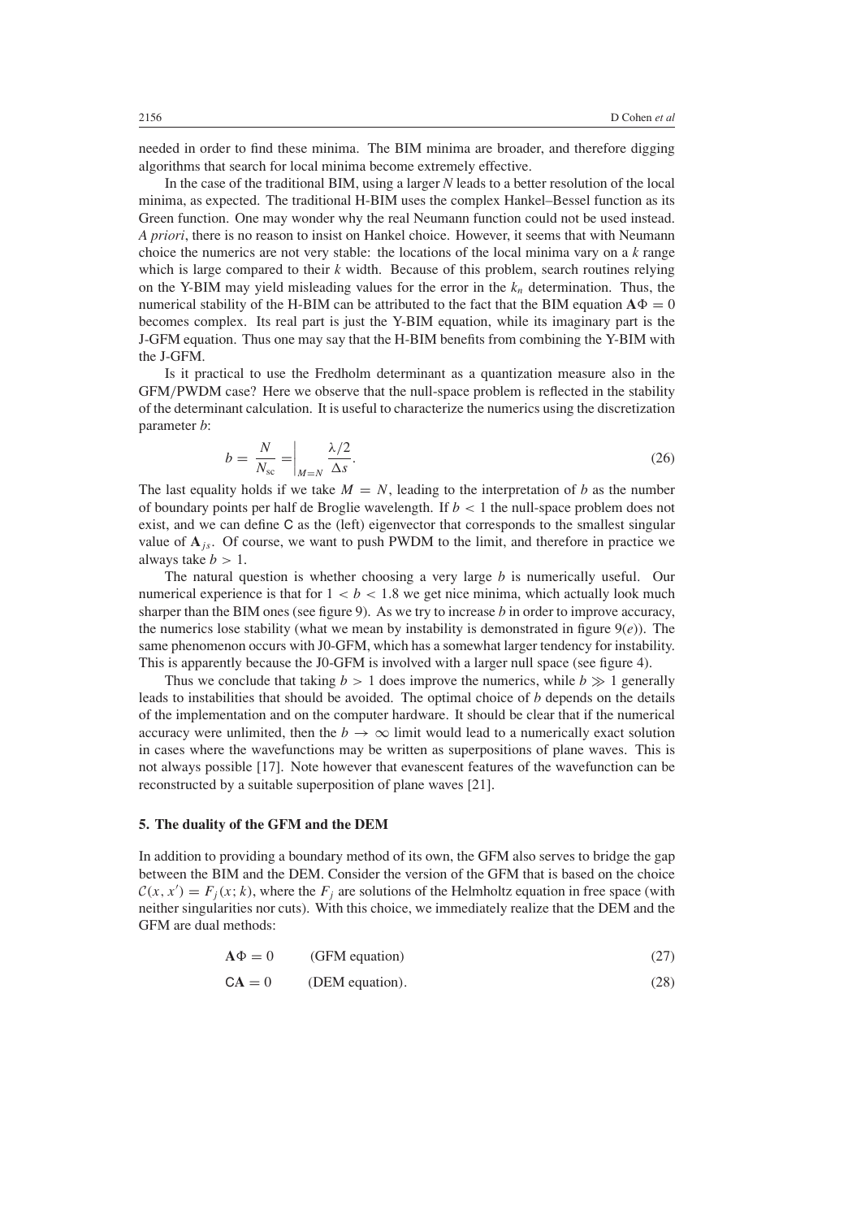needed in order to find these minima. The BIM minima are broader, and therefore digging algorithms that search for local minima become extremely effective.

In the case of the traditional BIM, using a larger $N$ leads to a better resolution of the local minima, as expected. The traditional H-BIM uses the complex Hankel–Bessel function as its Green function. One may wonder why the real Neumann function could not be used instead. *A priori*, there is no reason to insist on Hankel choice. However, it seems that with Neumann choice the numerics are not very stable: the locations of the local minima vary on a $k$ range which is large compared to their $k$ width. Because of this problem, search routines relying on the Y-BIM may yield misleading values for the error in the $k_n$ determination. Thus, the numerical stability of the H-BIM can be attributed to the fact that the BIM equation $\mathbf{A}\Phi = 0$ becomes complex. Its real part is just the Y-BIM equation, while its imaginary part is the J-GFM equation. Thus one may say that the H-BIM benefits from combining the Y-BIM with the J-GFM.

Is it practical to use the Fredholm determinant as a quantization measure also in the GFM/PWDM case? Here we observe that the null-space problem is reflected in the stability of the determinant calculation. It is useful to characterize the numerics using the discretization parameter $b$:

$$b = \frac{N}{N_{\text{sc}}} = \bigg|_{M=N} \frac{\lambda/2}{\Delta s}. \tag{26}$$

The last equality holds if we take $M = N$, leading to the interpretation of $b$ as the number of boundary points per half de Broglie wavelength. If $b < 1$ the null-space problem does not exist, and we can define $\mathsf{C}$ as the (left) eigenvector that corresponds to the smallest singular value of $\mathbf{A}_{js}$. Of course, we want to push PWDM to the limit, and therefore in practice we always take $b > 1$.

The natural question is whether choosing a very large $b$ is numerically useful. Our numerical experience is that for $1 < b < 1.8$ we get nice minima, which actually look much sharper than the BIM ones (see figure 9). As we try to increase $b$ in order to improve accuracy, the numerics lose stability (what we mean by instability is demonstrated in figure 9(*e*)). The same phenomenon occurs with J0-GFM, which has a somewhat larger tendency for instability. This is apparently because the J0-GFM is involved with a larger null space (see figure 4).

Thus we conclude that taking $b > 1$ does improve the numerics, while $b \gg 1$ generally leads to instabilities that should be avoided. The optimal choice of $b$ depends on the details of the implementation and on the computer hardware. It should be clear that if the numerical accuracy were unlimited, then the $b \to \infty$ limit would lead to a numerically exact solution in cases where the wavefunctions may be written as superpositions of plane waves. This is not always possible [17]. Note however that evanescent features of the wavefunction can be reconstructed by a suitable superposition of plane waves [21].

## 5. The duality of the GFM and the DEM

In addition to providing a boundary method of its own, the GFM also serves to bridge the gap between the BIM and the DEM. Consider the version of the GFM that is based on the choice $\mathcal{C}(x, x') = F_j(x; k)$, where the $F_j$ are solutions of the Helmholtz equation in free space (with neither singularities nor cuts). With this choice, we immediately realize that the DEM and the GFM are dual methods:

$$\mathbf{A}\Phi = 0 \qquad \text{(GFM equation)} \tag{27}$$

$$\mathsf{C}\mathbf{A} = 0 \qquad \text{(DEM equation)}. \tag{28}$$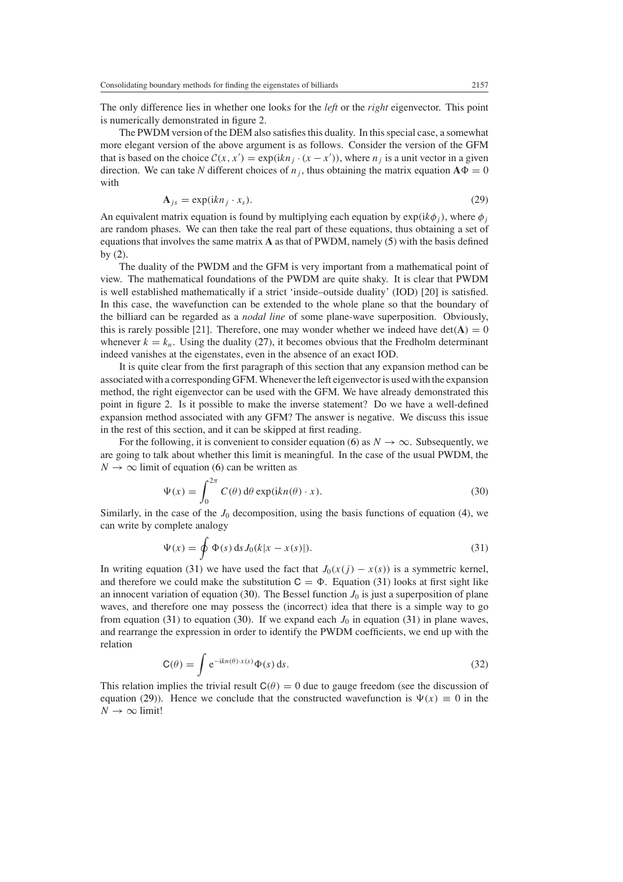The only difference lies in whether one looks for the *left* or the *right* eigenvector. This point is numerically demonstrated in figure 2.

The PWDM version of the DEM also satisfies this duality. In this special case, a somewhat more elegant version of the above argument is as follows. Consider the version of the GFM that is based on the choice $\mathcal{C}(x, x') = \exp(\mathrm{i}kn_j \cdot (x - x'))$, where $n_j$ is a unit vector in a given direction. We can take $N$ different choices of $n_j$, thus obtaining the matrix equation $\mathbf{A}\Phi = 0$ with

$$\mathbf{A}_{js} = \exp(\mathrm{i}kn_j \cdot x_s). \tag{29}$$

An equivalent matrix equation is found by multiplying each equation by $\exp(\mathrm{i}k\phi_j)$, where $\phi_j$ are random phases. We can then take the real part of these equations, thus obtaining a set of equations that involves the same matrix $\mathbf{A}$ as that of PWDM, namely (5) with the basis defined by (2).

The duality of the PWDM and the GFM is very important from a mathematical point of view. The mathematical foundations of the PWDM are quite shaky. It is clear that PWDM is well established mathematically if a strict 'inside–outside duality' (IOD) [20] is satisfied. In this case, the wavefunction can be extended to the whole plane so that the boundary of the billiard can be regarded as a *nodal line* of some plane-wave superposition. Obviously, this is rarely possible [21]. Therefore, one may wonder whether we indeed have $\det(\mathbf{A}) = 0$ whenever $k = k_n$. Using the duality (27), it becomes obvious that the Fredholm determinant indeed vanishes at the eigenstates, even in the absence of an exact IOD.

It is quite clear from the first paragraph of this section that any expansion method can be associated with a corresponding GFM. Whenever the left eigenvector is used with the expansion method, the right eigenvector can be used with the GFM. We have already demonstrated this point in figure 2. Is it possible to make the inverse statement? Do we have a well-defined expansion method associated with any GFM? The answer is negative. We discuss this issue in the rest of this section, and it can be skipped at first reading.

For the following, it is convenient to consider equation (6) as $N \to \infty$. Subsequently, we are going to talk about whether this limit is meaningful. In the case of the usual PWDM, the $N \to \infty$ limit of equation (6) can be written as

$$\Psi(x) = \int_0^{2\pi} C(\theta)\,\mathrm{d}\theta \exp(\mathrm{i}kn(\theta) \cdot x). \tag{30}$$

Similarly, in the case of the $J_0$ decomposition, using the basis functions of equation (4), we can write by complete analogy

$$\Psi(x) = \oint \Phi(s)\,\mathrm{d}s\, J_0(k|x - x(s)|). \tag{31}$$

In writing equation (31) we have used the fact that $J_0(x(j) - x(s))$ is a symmetric kernel, and therefore we could make the substitution $\mathsf{C} = \Phi$. Equation (31) looks at first sight like an innocent variation of equation (30). The Bessel function $J_0$ is just a superposition of plane waves, and therefore one may possess the (incorrect) idea that there is a simple way to go from equation (31) to equation (30). If we expand each $J_0$ in equation (31) in plane waves, and rearrange the expression in order to identify the PWDM coefficients, we end up with the relation

$$\mathsf{C}(\theta) = \int \mathrm{e}^{-\mathrm{i}kn(\theta)\cdot x(s)}\Phi(s)\,\mathrm{d}s. \tag{32}$$

This relation implies the trivial result $\mathsf{C}(\theta) = 0$ due to gauge freedom (see the discussion of equation (29)). Hence we conclude that the constructed wavefunction is $\Psi(x) \equiv 0$ in the $N \to \infty$ limit!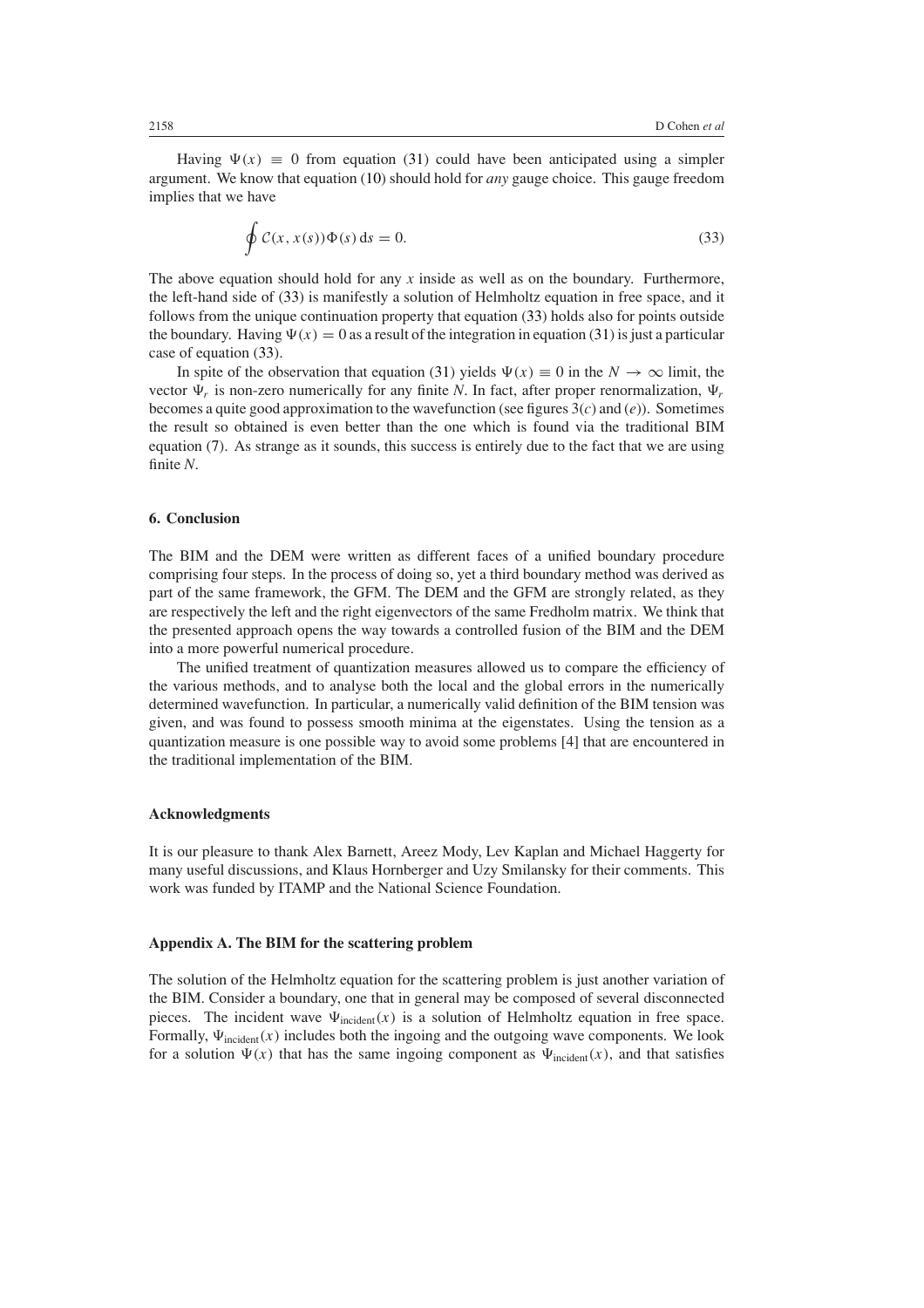Having $\Psi(x) \equiv 0$ from equation (31) could have been anticipated using a simpler argument. We know that equation (10) should hold for *any* gauge choice. This gauge freedom implies that we have

$$\oint \mathcal{C}(x, x(s))\Phi(s)\,\mathrm{d}s = 0. \tag{33}$$

The above equation should hold for any $x$ inside as well as on the boundary. Furthermore, the left-hand side of (33) is manifestly a solution of Helmholtz equation in free space, and it follows from the unique continuation property that equation (33) holds also for points outside the boundary. Having $\Psi(x) = 0$ as a result of the integration in equation (31) is just a particular case of equation (33).

In spite of the observation that equation (31) yields $\Psi(x) \equiv 0$ in the $N \to \infty$ limit, the vector $\Psi_r$ is non-zero numerically for any finite $N$. In fact, after proper renormalization, $\Psi_r$ becomes a quite good approximation to the wavefunction (see figures 3(*c*) and (*e*)). Sometimes the result so obtained is even better than the one which is found via the traditional BIM equation (7). As strange as it sounds, this success is entirely due to the fact that we are using finite $N$.

## 6. Conclusion

The BIM and the DEM were written as different faces of a unified boundary procedure comprising four steps. In the process of doing so, yet a third boundary method was derived as part of the same framework, the GFM. The DEM and the GFM are strongly related, as they are respectively the left and the right eigenvectors of the same Fredholm matrix. We think that the presented approach opens the way towards a controlled fusion of the BIM and the DEM into a more powerful numerical procedure.

The unified treatment of quantization measures allowed us to compare the efficiency of the various methods, and to analyse both the local and the global errors in the numerically determined wavefunction. In particular, a numerically valid definition of the BIM tension was given, and was found to possess smooth minima at the eigenstates. Using the tension as a quantization measure is one possible way to avoid some problems [4] that are encountered in the traditional implementation of the BIM.

## Acknowledgments

It is our pleasure to thank Alex Barnett, Areez Mody, Lev Kaplan and Michael Haggerty for many useful discussions, and Klaus Hornberger and Uzy Smilansky for their comments. This work was funded by ITAMP and the National Science Foundation.

## Appendix A. The BIM for the scattering problem

The solution of the Helmholtz equation for the scattering problem is just another variation of the BIM. Consider a boundary, one that in general may be composed of several disconnected pieces. The incident wave $\Psi_{\text{incident}}(x)$ is a solution of Helmholtz equation in free space. Formally, $\Psi_{\text{incident}}(x)$ includes both the ingoing and the outgoing wave components. We look for a solution $\Psi(x)$ that has the same ingoing component as $\Psi_{\text{incident}}(x)$, and that satisfies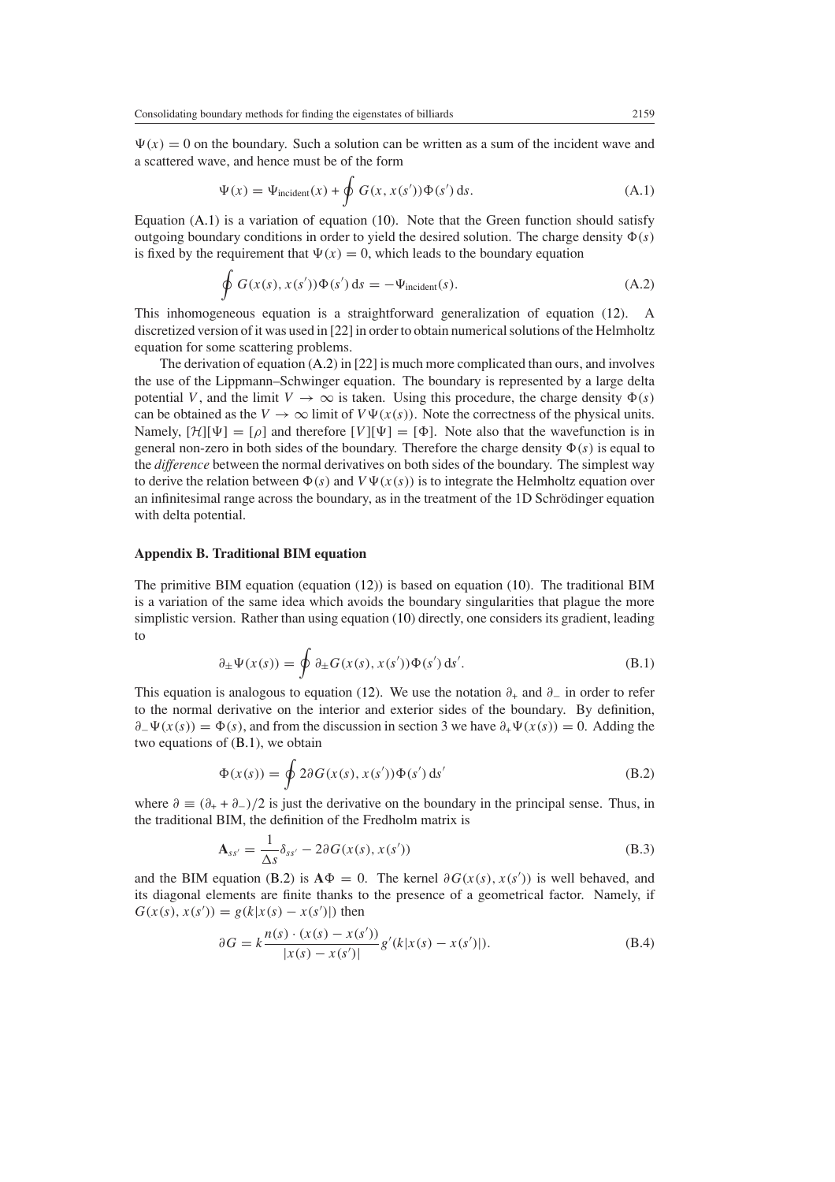$\Psi(x) = 0$ on the boundary. Such a solution can be written as a sum of the incident wave and a scattered wave, and hence must be of the form

$$\Psi(x) = \Psi_{\text{incident}}(x) + \oint G(x, x(s'))\Phi(s')\,\mathrm{d}s. \tag{A.1}$$

Equation (A.1) is a variation of equation (10). Note that the Green function should satisfy outgoing boundary conditions in order to yield the desired solution. The charge density $\Phi(s)$ is fixed by the requirement that $\Psi(x) = 0$, which leads to the boundary equation

$$\oint G(x(s), x(s'))\Phi(s')\,\mathrm{d}s = -\Psi_{\text{incident}}(s). \tag{A.2}$$

This inhomogeneous equation is a straightforward generalization of equation (12). A discretized version of it was used in [22] in order to obtain numerical solutions of the Helmholtz equation for some scattering problems.

The derivation of equation (A.2) in [22] is much more complicated than ours, and involves the use of the Lippmann–Schwinger equation. The boundary is represented by a large delta potential $V$, and the limit $V \to \infty$ is taken. Using this procedure, the charge density $\Phi(s)$ can be obtained as the $V \to \infty$ limit of $V\Psi(x(s))$. Note the correctness of the physical units. Namely, $[\mathcal{H}][\Psi] = [\rho]$ and therefore $[V][\Psi] = [\Phi]$. Note also that the wavefunction is in general non-zero in both sides of the boundary. Therefore the charge density $\Phi(s)$ is equal to the *difference* between the normal derivatives on both sides of the boundary. The simplest way to derive the relation between $\Phi(s)$ and $V\Psi(x(s))$ is to integrate the Helmholtz equation over an infinitesimal range across the boundary, as in the treatment of the 1D Schrödinger equation with delta potential.

## Appendix B. Traditional BIM equation

The primitive BIM equation (equation (12)) is based on equation (10). The traditional BIM is a variation of the same idea which avoids the boundary singularities that plague the more simplistic version. Rather than using equation (10) directly, one considers its gradient, leading to

$$\partial_{\pm}\Psi(x(s)) = \oint \partial_{\pm}G(x(s), x(s'))\Phi(s')\,\mathrm{d}s'. \tag{B.1}$$

This equation is analogous to equation (12). We use the notation $\partial_+$ and $\partial_-$ in order to refer to the normal derivative on the interior and exterior sides of the boundary. By definition, $\partial_-\Psi(x(s)) = \Phi(s)$, and from the discussion in section 3 we have $\partial_+\Psi(x(s)) = 0$. Adding the two equations of (B.1), we obtain

$$\Phi(x(s)) = \oint 2\partial G(x(s), x(s'))\Phi(s')\,\mathrm{d}s' \tag{B.2}$$

where $\partial \equiv (\partial_+ + \partial_-)/2$ is just the derivative on the boundary in the principal sense. Thus, in the traditional BIM, the definition of the Fredholm matrix is

$$\mathbf{A}_{ss'} = \frac{1}{\Delta s}\delta_{ss'} - 2\partial G(x(s), x(s')) \tag{B.3}$$

and the BIM equation (B.2) is $\mathbf{A}\Phi = 0$. The kernel $\partial G(x(s), x(s'))$ is well behaved, and its diagonal elements are finite thanks to the presence of a geometrical factor. Namely, if $G(x(s), x(s')) = g(k|x(s) - x(s')|)$ then

$$\partial G = k\frac{n(s)\cdot(x(s) - x(s'))}{|x(s) - x(s')|}g'(k|x(s) - x(s')|). \tag{B.4}$$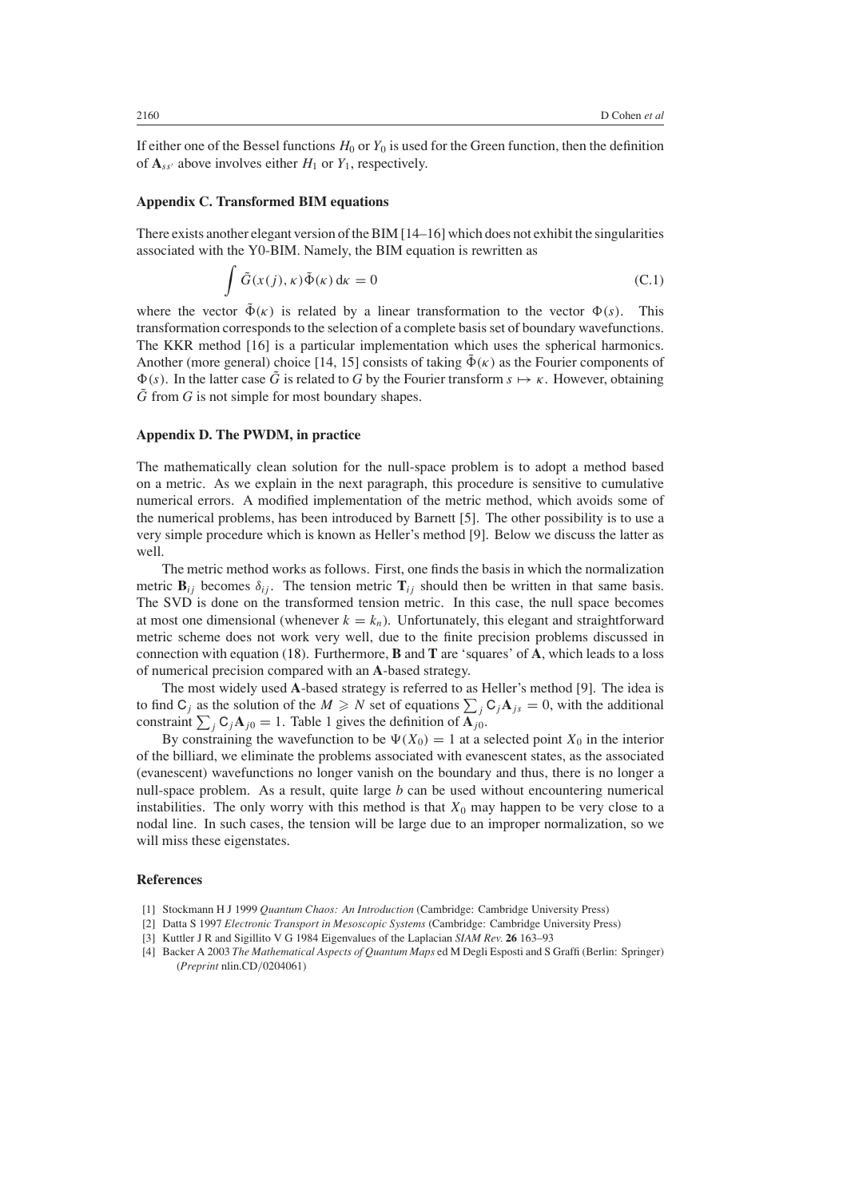If either one of the Bessel functions $H_0$ or $Y_0$ is used for the Green function, then the definition of $\mathbf{A}_{ss'}$ above involves either $H_1$ or $Y_1$, respectively.

### Appendix C. Transformed BIM equations

There exists another elegant version of the BIM [14–16] which does not exhibit the singularities associated with the Y0-BIM. Namely, the BIM equation is rewritten as

$$\int \tilde{G}(x(j), \kappa)\tilde{\Phi}(\kappa)\,\mathrm{d}\kappa = 0 \tag{C.1}$$

where the vector $\tilde{\Phi}(\kappa)$ is related by a linear transformation to the vector $\Phi(s)$. This transformation corresponds to the selection of a complete basis set of boundary wavefunctions. The KKR method [16] is a particular implementation which uses the spherical harmonics. Another (more general) choice [14, 15] consists of taking $\tilde{\Phi}(\kappa)$ as the Fourier components of $\Phi(s)$. In the latter case $\tilde{G}$ is related to $G$ by the Fourier transform $s \mapsto \kappa$. However, obtaining $\tilde{G}$ from $G$ is not simple for most boundary shapes.

### Appendix D. The PWDM, in practice

The mathematically clean solution for the null-space problem is to adopt a method based on a metric. As we explain in the next paragraph, this procedure is sensitive to cumulative numerical errors. A modified implementation of the metric method, which avoids some of the numerical problems, has been introduced by Barnett [5]. The other possibility is to use a very simple procedure which is known as Heller's method [9]. Below we discuss the latter as well.

The metric method works as follows. First, one finds the basis in which the normalization metric $\mathbf{B}_{ij}$ becomes $\delta_{ij}$. The tension metric $\mathbf{T}_{ij}$ should then be written in that same basis. The SVD is done on the transformed tension metric. In this case, the null space becomes at most one dimensional (whenever $k = k_n$). Unfortunately, this elegant and straightforward metric scheme does not work very well, due to the finite precision problems discussed in connection with equation (18). Furthermore, $\mathbf{B}$ and $\mathbf{T}$ are 'squares' of $\mathbf{A}$, which leads to a loss of numerical precision compared with an $\mathbf{A}$-based strategy.

The most widely used $\mathbf{A}$-based strategy is referred to as Heller's method [9]. The idea is to find $\mathsf{C}_j$ as the solution of the $M \geqslant N$ set of equations $\sum_j \mathsf{C}_j \mathbf{A}_{js} = 0$, with the additional constraint $\sum_j \mathsf{C}_j \mathbf{A}_{j0} = 1$. Table 1 gives the definition of $\mathbf{A}_{j0}$.

By constraining the wavefunction to be $\Psi(X_0) = 1$ at a selected point $X_0$ in the interior of the billiard, we eliminate the problems associated with evanescent states, as the associated (evanescent) wavefunctions no longer vanish on the boundary and thus, there is no longer a null-space problem. As a result, quite large $b$ can be used without encountering numerical instabilities. The only worry with this method is that $X_0$ may happen to be very close to a nodal line. In such cases, the tension will be large due to an improper normalization, so we will miss these eigenstates.

### References

[1] Stockmann H J 1999 *Quantum Chaos: An Introduction* (Cambridge: Cambridge University Press)

[2] Datta S 1997 *Electronic Transport in Mesoscopic Systems* (Cambridge: Cambridge University Press)

[3] Kuttler J R and Sigillito V G 1984 Eigenvalues of the Laplacian *SIAM Rev.* **26** 163–93

[4] Backer A 2003 *The Mathematical Aspects of Quantum Maps* ed M Degli Esposti and S Graffi (Berlin: Springer) (*Preprint* nlin.CD/0204061)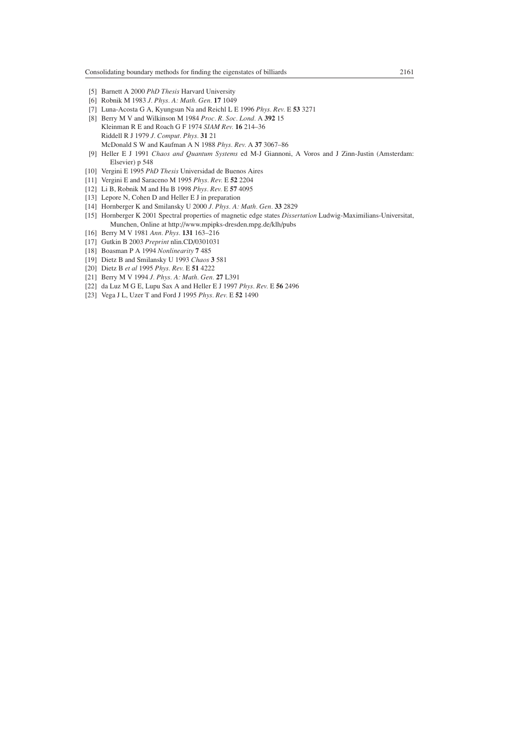[5] Barnett A 2000 *PhD Thesis* Harvard University

[6] Robnik M 1983 *J. Phys. A: Math. Gen.* **17** 1049

[7] Luna-Acosta G A, Kyungsun Na and Reichl L E 1996 *Phys. Rev.* E **53** 3271

[8] Berry M V and Wilkinson M 1984 *Proc. R. Soc. Lond.* A **392** 15
Kleinman R E and Roach G F 1974 *SIAM Rev.* **16** 214–36
Riddell R J 1979 *J. Comput. Phys.* **31** 21
McDonald S W and Kaufman A N 1988 *Phys. Rev.* A **37** 3067–86

[9] Heller E J 1991 *Chaos and Quantum Systems* ed M-J Giannoni, A Voros and J Zinn-Justin (Amsterdam: Elsevier) p 548

[10] Vergini E 1995 *PhD Thesis* Universidad de Buenos Aires

[11] Vergini E and Saraceno M 1995 *Phys. Rev.* E **52** 2204

[12] Li B, Robnik M and Hu B 1998 *Phys. Rev.* E **57** 4095

[13] Lepore N, Cohen D and Heller E J in preparation

[14] Hornberger K and Smilansky U 2000 *J. Phys. A: Math. Gen.* **33** 2829

[15] Hornberger K 2001 Spectral properties of magnetic edge states *Dissertation* Ludwig-Maximilians-Universitat, Munchen, Online at http://www.mpipks-dresden.mpg.de/klh/pubs

[16] Berry M V 1981 *Ann. Phys.* **131** 163–216

[17] Gutkin B 2003 *Preprint* nlin.CD/0301031

[18] Boasman P A 1994 *Nonlinearity* **7** 485

[19] Dietz B and Smilansky U 1993 *Chaos* **3** 581

[20] Dietz B *et al* 1995 *Phys. Rev.* E **51** 4222

[21] Berry M V 1994 *J. Phys. A: Math. Gen.* **27** L391

[22] da Luz M G E, Lupu Sax A and Heller E J 1997 *Phys. Rev.* E **56** 2496

[23] Vega J L, Uzer T and Ford J 1995 *Phys. Rev.* E **52** 1490